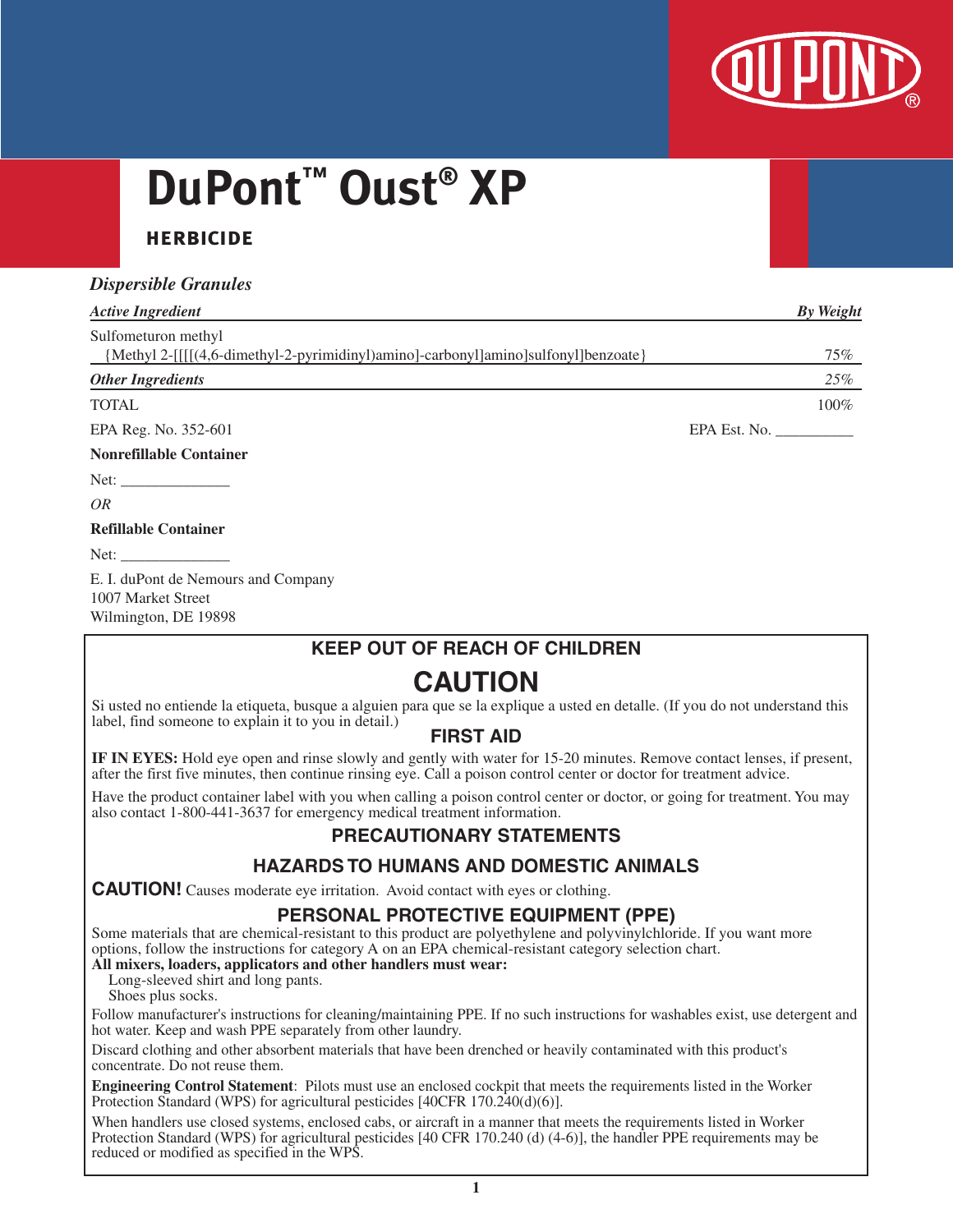# DuPont™ Oust® XP

## HERBICIDE

*Dispersible Granules*

| *Active Ingredient* | *By Weight* |
|---|---|
| Sulfometuron methyl<br>{Methyl 2-[[[[(4,6-dimethyl-2-pyrimidinyl)amino]-carbonyl]amino]sulfonyl]benzoate} | 75% |
| *Other Ingredients* | *25%* |
| TOTAL | 100% |

EPA Reg. No. 352-601 EPA Est. No. __________

**Nonrefillable Container**

Net: ______________

*OR*

**Refillable Container**

Net: ______________

E. I. duPont de Nemours and Company
1007 Market Street
Wilmington, DE 19898

## KEEP OUT OF REACH OF CHILDREN

## CAUTION

Si usted no entiende la etiqueta, busque a alguien para que se la explique a usted en detalle. (If you do not understand this label, find someone to explain it to you in detail.)

## FIRST AID

**IF IN EYES:** Hold eye open and rinse slowly and gently with water for 15-20 minutes. Remove contact lenses, if present, after the first five minutes, then continue rinsing eye. Call a poison control center or doctor for treatment advice.

Have the product container label with you when calling a poison control center or doctor, or going for treatment. You may also contact 1-800-441-3637 for emergency medical treatment information.

## PRECAUTIONARY STATEMENTS

### HAZARDS TO HUMANS AND DOMESTIC ANIMALS

**CAUTION!** Causes moderate eye irritation. Avoid contact with eyes or clothing.

### PERSONAL PROTECTIVE EQUIPMENT (PPE)

Some materials that are chemical-resistant to this product are polyethylene and polyvinylchloride. If you want more options, follow the instructions for category A on an EPA chemical-resistant category selection chart.

**All mixers, loaders, applicators and other handlers must wear:**

Long-sleeved shirt and long pants.
Shoes plus socks.

Follow manufacturer's instructions for cleaning/maintaining PPE. If no such instructions for washables exist, use detergent and hot water. Keep and wash PPE separately from other laundry.

Discard clothing and other absorbent materials that have been drenched or heavily contaminated with this product's concentrate. Do not reuse them.

**Engineering Control Statement**: Pilots must use an enclosed cockpit that meets the requirements listed in the Worker Protection Standard (WPS) for agricultural pesticides [40CFR 170.240(d)(6)].

When handlers use closed systems, enclosed cabs, or aircraft in a manner that meets the requirements listed in Worker Protection Standard (WPS) for agricultural pesticides [40 CFR 170.240 (d) (4-6)], the handler PPE requirements may be reduced or modified as specified in the WPS.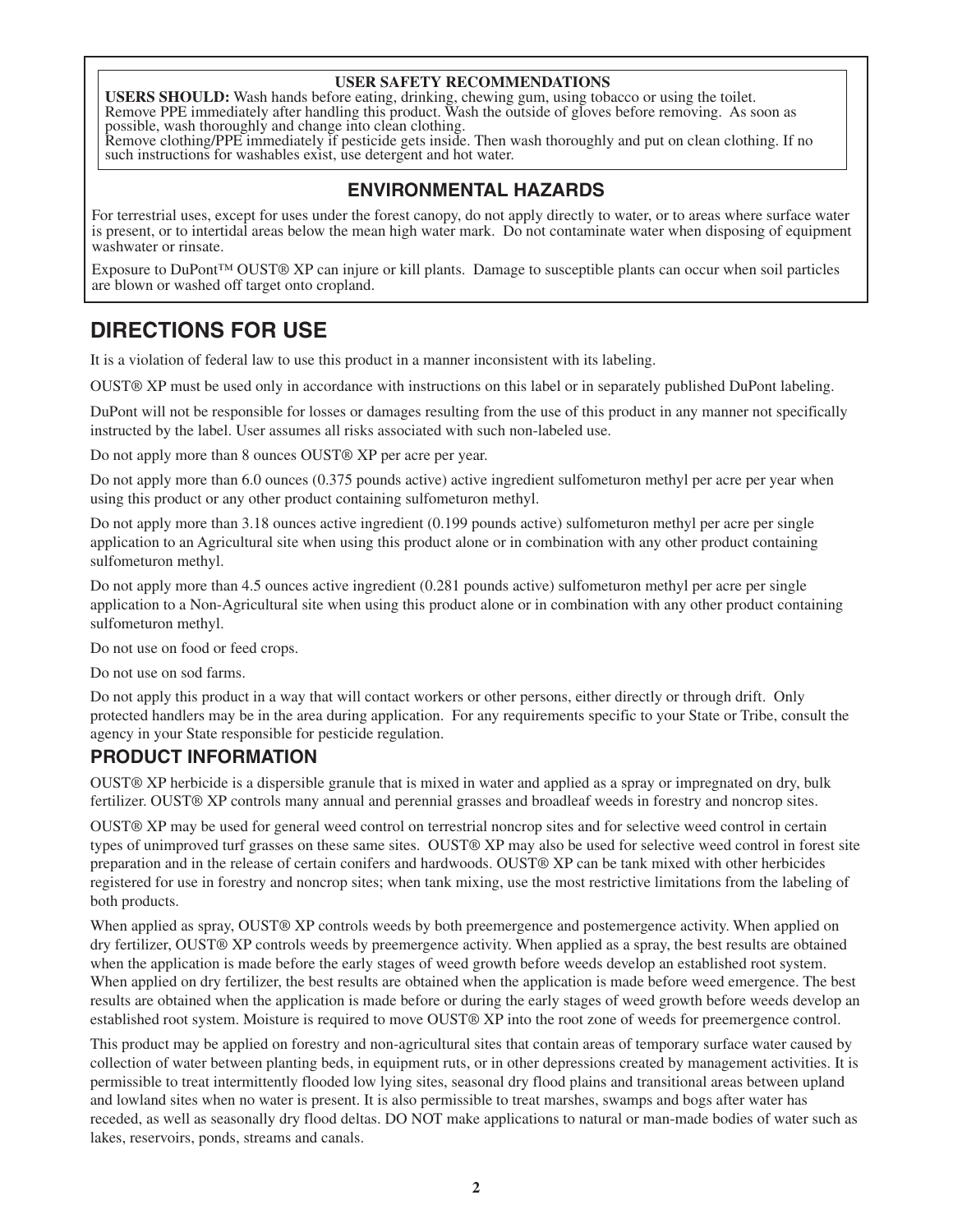### USER SAFETY RECOMMENDATIONS

**USERS SHOULD:** Wash hands before eating, drinking, chewing gum, using tobacco or using the toilet.
Remove PPE immediately after handling this product. Wash the outside of gloves before removing. As soon as possible, wash thoroughly and change into clean clothing.
Remove clothing/PPE immediately if pesticide gets inside. Then wash thoroughly and put on clean clothing. If no such instructions for washables exist, use detergent and hot water.

### ENVIRONMENTAL HAZARDS

For terrestrial uses, except for uses under the forest canopy, do not apply directly to water, or to areas where surface water is present, or to intertidal areas below the mean high water mark. Do not contaminate water when disposing of equipment washwater or rinsate.

Exposure to DuPont™ OUST® XP can injure or kill plants. Damage to susceptible plants can occur when soil particles are blown or washed off target onto cropland.

## DIRECTIONS FOR USE

It is a violation of federal law to use this product in a manner inconsistent with its labeling.

OUST® XP must be used only in accordance with instructions on this label or in separately published DuPont labeling.

DuPont will not be responsible for losses or damages resulting from the use of this product in any manner not specifically instructed by the label. User assumes all risks associated with such non-labeled use.

Do not apply more than 8 ounces OUST® XP per acre per year.

Do not apply more than 6.0 ounces (0.375 pounds active) active ingredient sulfometuron methyl per acre per year when using this product or any other product containing sulfometuron methyl.

Do not apply more than 3.18 ounces active ingredient (0.199 pounds active) sulfometuron methyl per acre per single application to an Agricultural site when using this product alone or in combination with any other product containing sulfometuron methyl.

Do not apply more than 4.5 ounces active ingredient (0.281 pounds active) sulfometuron methyl per acre per single application to a Non-Agricultural site when using this product alone or in combination with any other product containing sulfometuron methyl.

Do not use on food or feed crops.

Do not use on sod farms.

Do not apply this product in a way that will contact workers or other persons, either directly or through drift. Only protected handlers may be in the area during application. For any requirements specific to your State or Tribe, consult the agency in your State responsible for pesticide regulation.

### PRODUCT INFORMATION

OUST® XP herbicide is a dispersible granule that is mixed in water and applied as a spray or impregnated on dry, bulk fertilizer. OUST® XP controls many annual and perennial grasses and broadleaf weeds in forestry and noncrop sites.

OUST® XP may be used for general weed control on terrestrial noncrop sites and for selective weed control in certain types of unimproved turf grasses on these same sites. OUST® XP may also be used for selective weed control in forest site preparation and in the release of certain conifers and hardwoods. OUST® XP can be tank mixed with other herbicides registered for use in forestry and noncrop sites; when tank mixing, use the most restrictive limitations from the labeling of both products.

When applied as spray, OUST® XP controls weeds by both preemergence and postemergence activity. When applied on dry fertilizer, OUST® XP controls weeds by preemergence activity. When applied as a spray, the best results are obtained when the application is made before the early stages of weed growth before weeds develop an established root system. When applied on dry fertilizer, the best results are obtained when the application is made before weed emergence. The best results are obtained when the application is made before or during the early stages of weed growth before weeds develop an established root system. Moisture is required to move OUST® XP into the root zone of weeds for preemergence control.

This product may be applied on forestry and non-agricultural sites that contain areas of temporary surface water caused by collection of water between planting beds, in equipment ruts, or in other depressions created by management activities. It is permissible to treat intermittently flooded low lying sites, seasonal dry flood plains and transitional areas between upland and lowland sites when no water is present. It is also permissible to treat marshes, swamps and bogs after water has receded, as well as seasonally dry flood deltas. DO NOT make applications to natural or man-made bodies of water such as lakes, reservoirs, ponds, streams and canals.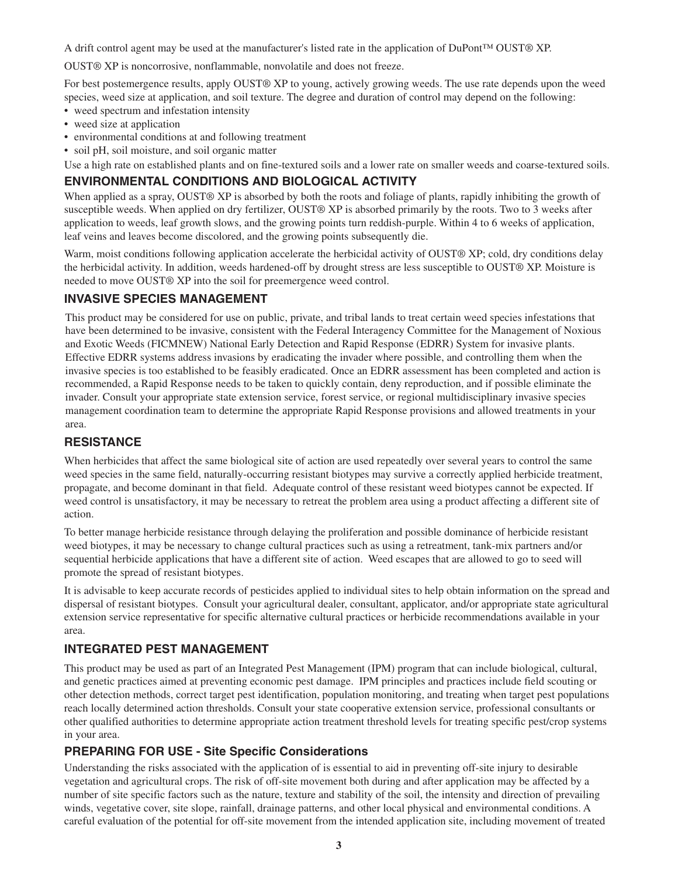A drift control agent may be used at the manufacturer's listed rate in the application of DuPont™ OUST® XP.

OUST® XP is noncorrosive, nonflammable, nonvolatile and does not freeze.

For best postemergence results, apply OUST® XP to young, actively growing weeds. The use rate depends upon the weed species, weed size at application, and soil texture. The degree and duration of control may depend on the following:

- weed spectrum and infestation intensity
- weed size at application
- environmental conditions at and following treatment
- soil pH, soil moisture, and soil organic matter

Use a high rate on established plants and on fine-textured soils and a lower rate on smaller weeds and coarse-textured soils.

## ENVIRONMENTAL CONDITIONS AND BIOLOGICAL ACTIVITY

When applied as a spray, OUST® XP is absorbed by both the roots and foliage of plants, rapidly inhibiting the growth of susceptible weeds. When applied on dry fertilizer, OUST® XP is absorbed primarily by the roots. Two to 3 weeks after application to weeds, leaf growth slows, and the growing points turn reddish-purple. Within 4 to 6 weeks of application, leaf veins and leaves become discolored, and the growing points subsequently die.

Warm, moist conditions following application accelerate the herbicidal activity of OUST® XP; cold, dry conditions delay the herbicidal activity. In addition, weeds hardened-off by drought stress are less susceptible to OUST® XP. Moisture is needed to move OUST® XP into the soil for preemergence weed control.

## INVASIVE SPECIES MANAGEMENT

This product may be considered for use on public, private, and tribal lands to treat certain weed species infestations that have been determined to be invasive, consistent with the Federal Interagency Committee for the Management of Noxious and Exotic Weeds (FICMNEW) National Early Detection and Rapid Response (EDRR) System for invasive plants. Effective EDRR systems address invasions by eradicating the invader where possible, and controlling them when the invasive species is too established to be feasibly eradicated. Once an EDRR assessment has been completed and action is recommended, a Rapid Response needs to be taken to quickly contain, deny reproduction, and if possible eliminate the invader. Consult your appropriate state extension service, forest service, or regional multidisciplinary invasive species management coordination team to determine the appropriate Rapid Response provisions and allowed treatments in your area.

## RESISTANCE

When herbicides that affect the same biological site of action are used repeatedly over several years to control the same weed species in the same field, naturally-occurring resistant biotypes may survive a correctly applied herbicide treatment, propagate, and become dominant in that field. Adequate control of these resistant weed biotypes cannot be expected. If weed control is unsatisfactory, it may be necessary to retreat the problem area using a product affecting a different site of action.

To better manage herbicide resistance through delaying the proliferation and possible dominance of herbicide resistant weed biotypes, it may be necessary to change cultural practices such as using a retreatment, tank-mix partners and/or sequential herbicide applications that have a different site of action. Weed escapes that are allowed to go to seed will promote the spread of resistant biotypes.

It is advisable to keep accurate records of pesticides applied to individual sites to help obtain information on the spread and dispersal of resistant biotypes. Consult your agricultural dealer, consultant, applicator, and/or appropriate state agricultural extension service representative for specific alternative cultural practices or herbicide recommendations available in your area.

## INTEGRATED PEST MANAGEMENT

This product may be used as part of an Integrated Pest Management (IPM) program that can include biological, cultural, and genetic practices aimed at preventing economic pest damage. IPM principles and practices include field scouting or other detection methods, correct target pest identification, population monitoring, and treating when target pest populations reach locally determined action thresholds. Consult your state cooperative extension service, professional consultants or other qualified authorities to determine appropriate action treatment threshold levels for treating specific pest/crop systems in your area.

## PREPARING FOR USE - Site Specific Considerations

Understanding the risks associated with the application of is essential to aid in preventing off-site injury to desirable vegetation and agricultural crops. The risk of off-site movement both during and after application may be affected by a number of site specific factors such as the nature, texture and stability of the soil, the intensity and direction of prevailing winds, vegetative cover, site slope, rainfall, drainage patterns, and other local physical and environmental conditions. A careful evaluation of the potential for off-site movement from the intended application site, including movement of treated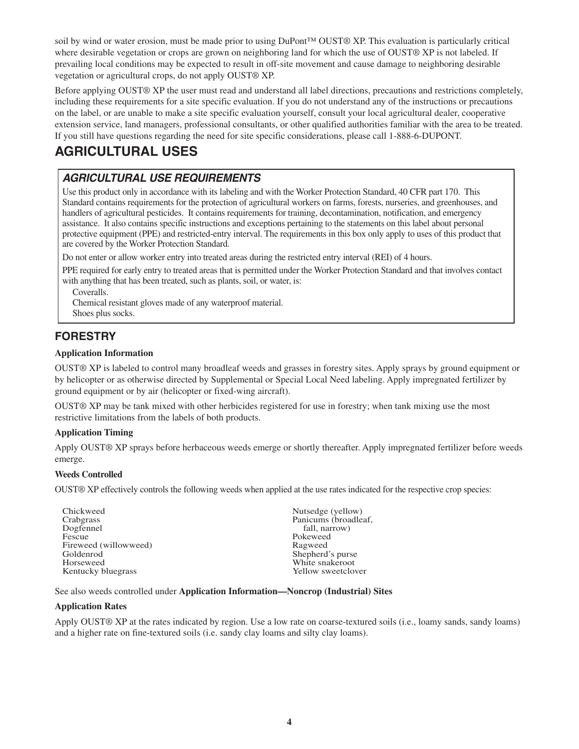soil by wind or water erosion, must be made prior to using DuPont™ OUST® XP. This evaluation is particularly critical where desirable vegetation or crops are grown on neighboring land for which the use of OUST® XP is not labeled. If prevailing local conditions may be expected to result in off-site movement and cause damage to neighboring desirable vegetation or agricultural crops, do not apply OUST® XP.

Before applying OUST® XP the user must read and understand all label directions, precautions and restrictions completely, including these requirements for a site specific evaluation. If you do not understand any of the instructions or precautions on the label, or are unable to make a site specific evaluation yourself, consult your local agricultural dealer, cooperative extension service, land managers, professional consultants, or other qualified authorities familiar with the area to be treated. If you still have questions regarding the need for site specific considerations, please call 1-888-6-DUPONT.

# AGRICULTURAL USES

### *AGRICULTURAL USE REQUIREMENTS*

Use this product only in accordance with its labeling and with the Worker Protection Standard, 40 CFR part 170. This Standard contains requirements for the protection of agricultural workers on farms, forests, nurseries, and greenhouses, and handlers of agricultural pesticides. It contains requirements for training, decontamination, notification, and emergency assistance. It also contains specific instructions and exceptions pertaining to the statements on this label about personal protective equipment (PPE) and restricted-entry interval. The requirements in this box only apply to uses of this product that are covered by the Worker Protection Standard.

Do not enter or allow worker entry into treated areas during the restricted entry interval (REI) of 4 hours.

PPE required for early entry to treated areas that is permitted under the Worker Protection Standard and that involves contact with anything that has been treated, such as plants, soil, or water, is:

- Coveralls.
- Chemical resistant gloves made of any waterproof material.
- Shoes plus socks.

## FORESTRY

**Application Information**

OUST® XP is labeled to control many broadleaf weeds and grasses in forestry sites. Apply sprays by ground equipment or by helicopter or as otherwise directed by Supplemental or Special Local Need labeling. Apply impregnated fertilizer by ground equipment or by air (helicopter or fixed-wing aircraft).

OUST® XP may be tank mixed with other herbicides registered for use in forestry; when tank mixing use the most restrictive limitations from the labels of both products.

**Application Timing**

Apply OUST® XP sprays before herbaceous weeds emerge or shortly thereafter. Apply impregnated fertilizer before weeds emerge.

**Weeds Controlled**

OUST® XP effectively controls the following weeds when applied at the use rates indicated for the respective crop species:

- Chickweed
- Crabgrass
- Dogfennel
- Fescue
- Fireweed (willowweed)
- Goldenrod
- Horseweed
- Kentucky bluegrass
- Nutsedge (yellow)
- Panicums (broadleaf, fall, narrow)
- Pokeweed
- Ragweed
- Shepherd's purse
- White snakeroot
- Yellow sweetclover

See also weeds controlled under **Application Information—Noncrop (Industrial) Sites**

**Application Rates**

Apply OUST® XP at the rates indicated by region. Use a low rate on coarse-textured soils (i.e., loamy sands, sandy loams) and a higher rate on fine-textured soils (i.e. sandy clay loams and silty clay loams).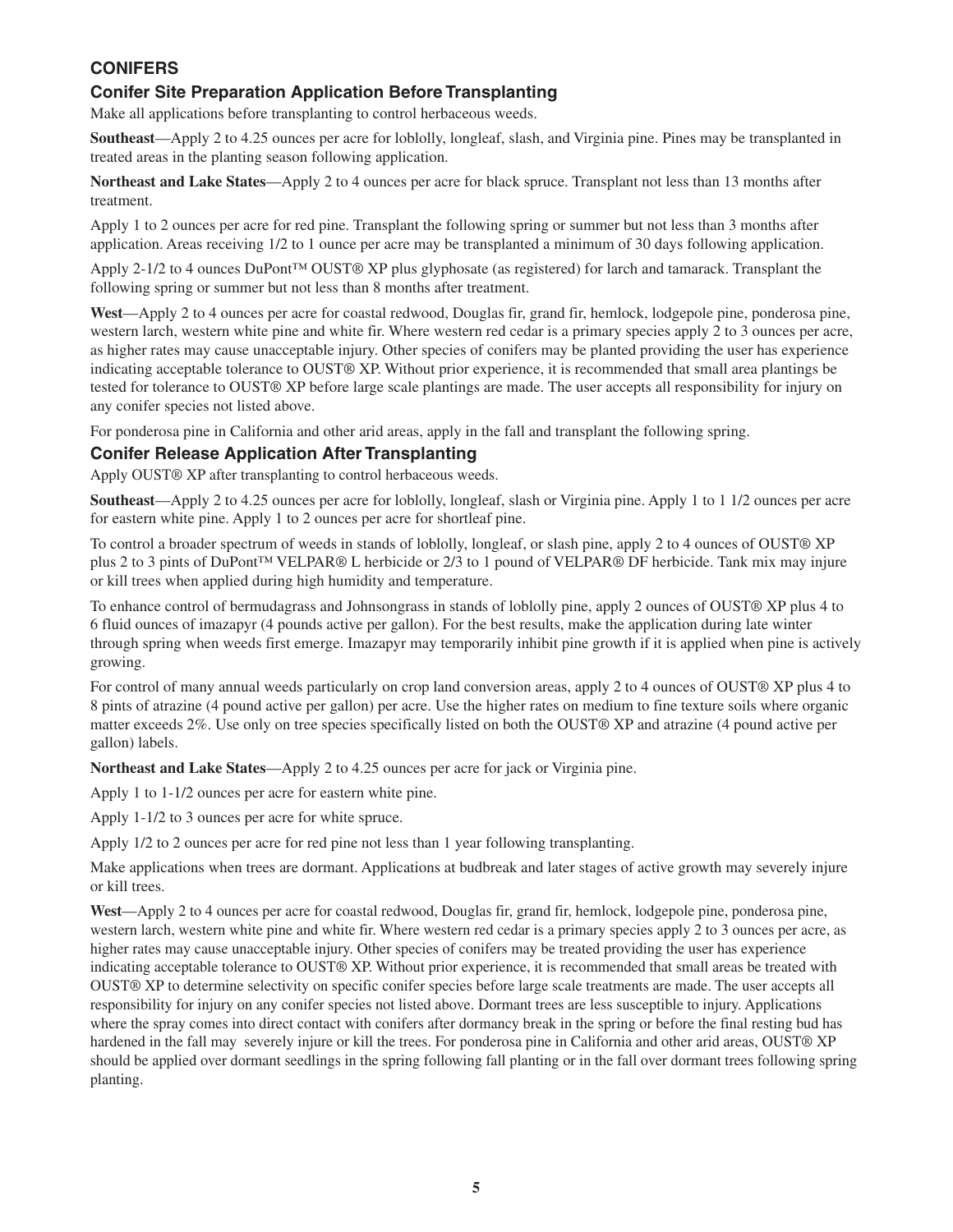## CONIFERS

### Conifer Site Preparation Application Before Transplanting

Make all applications before transplanting to control herbaceous weeds.

**Southeast**—Apply 2 to 4.25 ounces per acre for loblolly, longleaf, slash, and Virginia pine. Pines may be transplanted in treated areas in the planting season following application.

**Northeast and Lake States**—Apply 2 to 4 ounces per acre for black spruce. Transplant not less than 13 months after treatment.

Apply 1 to 2 ounces per acre for red pine. Transplant the following spring or summer but not less than 3 months after application. Areas receiving 1/2 to 1 ounce per acre may be transplanted a minimum of 30 days following application.

Apply 2-1/2 to 4 ounces DuPont™ OUST® XP plus glyphosate (as registered) for larch and tamarack. Transplant the following spring or summer but not less than 8 months after treatment.

**West**—Apply 2 to 4 ounces per acre for coastal redwood, Douglas fir, grand fir, hemlock, lodgepole pine, ponderosa pine, western larch, western white pine and white fir. Where western red cedar is a primary species apply 2 to 3 ounces per acre, as higher rates may cause unacceptable injury. Other species of conifers may be planted providing the user has experience indicating acceptable tolerance to OUST® XP. Without prior experience, it is recommended that small area plantings be tested for tolerance to OUST® XP before large scale plantings are made. The user accepts all responsibility for injury on any conifer species not listed above.

For ponderosa pine in California and other arid areas, apply in the fall and transplant the following spring.

### Conifer Release Application After Transplanting

Apply OUST® XP after transplanting to control herbaceous weeds.

**Southeast**—Apply 2 to 4.25 ounces per acre for loblolly, longleaf, slash or Virginia pine. Apply 1 to 1 1/2 ounces per acre for eastern white pine. Apply 1 to 2 ounces per acre for shortleaf pine.

To control a broader spectrum of weeds in stands of loblolly, longleaf, or slash pine, apply 2 to 4 ounces of OUST® XP plus 2 to 3 pints of DuPont™ VELPAR® L herbicide or 2/3 to 1 pound of VELPAR® DF herbicide. Tank mix may injure or kill trees when applied during high humidity and temperature.

To enhance control of bermudagrass and Johnsongrass in stands of loblolly pine, apply 2 ounces of OUST® XP plus 4 to 6 fluid ounces of imazapyr (4 pounds active per gallon). For the best results, make the application during late winter through spring when weeds first emerge. Imazapyr may temporarily inhibit pine growth if it is applied when pine is actively growing.

For control of many annual weeds particularly on crop land conversion areas, apply 2 to 4 ounces of OUST® XP plus 4 to 8 pints of atrazine (4 pound active per gallon) per acre. Use the higher rates on medium to fine texture soils where organic matter exceeds 2%. Use only on tree species specifically listed on both the OUST® XP and atrazine (4 pound active per gallon) labels.

**Northeast and Lake States**—Apply 2 to 4.25 ounces per acre for jack or Virginia pine.

Apply 1 to 1-1/2 ounces per acre for eastern white pine.

Apply 1-1/2 to 3 ounces per acre for white spruce.

Apply 1/2 to 2 ounces per acre for red pine not less than 1 year following transplanting.

Make applications when trees are dormant. Applications at budbreak and later stages of active growth may severely injure or kill trees.

**West**—Apply 2 to 4 ounces per acre for coastal redwood, Douglas fir, grand fir, hemlock, lodgepole pine, ponderosa pine, western larch, western white pine and white fir. Where western red cedar is a primary species apply 2 to 3 ounces per acre, as higher rates may cause unacceptable injury. Other species of conifers may be treated providing the user has experience indicating acceptable tolerance to OUST® XP. Without prior experience, it is recommended that small areas be treated with OUST® XP to determine selectivity on specific conifer species before large scale treatments are made. The user accepts all responsibility for injury on any conifer species not listed above. Dormant trees are less susceptible to injury. Applications where the spray comes into direct contact with conifers after dormancy break in the spring or before the final resting bud has hardened in the fall may severely injure or kill the trees. For ponderosa pine in California and other arid areas, OUST® XP should be applied over dormant seedlings in the spring following fall planting or in the fall over dormant trees following spring planting.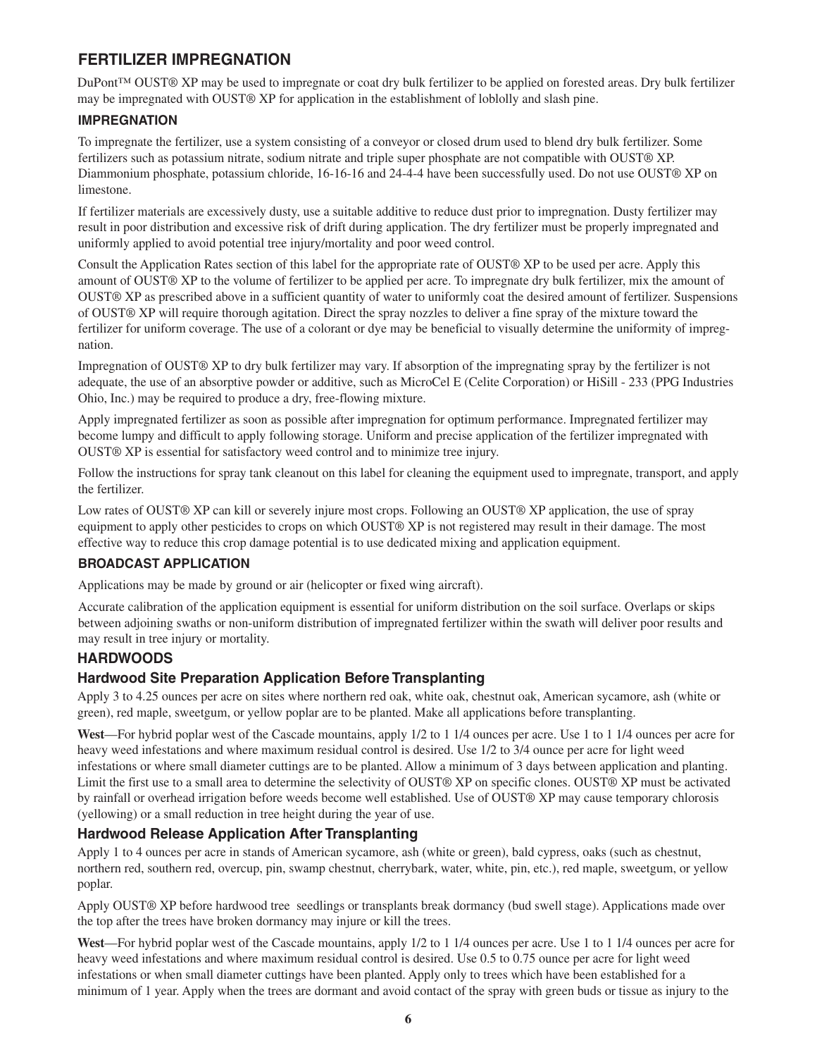## FERTILIZER IMPREGNATION

DuPont™ OUST® XP may be used to impregnate or coat dry bulk fertilizer to be applied on forested areas. Dry bulk fertilizer may be impregnated with OUST® XP for application in the establishment of loblolly and slash pine.

### IMPREGNATION

To impregnate the fertilizer, use a system consisting of a conveyor or closed drum used to blend dry bulk fertilizer. Some fertilizers such as potassium nitrate, sodium nitrate and triple super phosphate are not compatible with OUST® XP. Diammonium phosphate, potassium chloride, 16-16-16 and 24-4-4 have been successfully used. Do not use OUST® XP on limestone.

If fertilizer materials are excessively dusty, use a suitable additive to reduce dust prior to impregnation. Dusty fertilizer may result in poor distribution and excessive risk of drift during application. The dry fertilizer must be properly impregnated and uniformly applied to avoid potential tree injury/mortality and poor weed control.

Consult the Application Rates section of this label for the appropriate rate of OUST® XP to be used per acre. Apply this amount of OUST® XP to the volume of fertilizer to be applied per acre. To impregnate dry bulk fertilizer, mix the amount of OUST® XP as prescribed above in a sufficient quantity of water to uniformly coat the desired amount of fertilizer. Suspensions of OUST® XP will require thorough agitation. Direct the spray nozzles to deliver a fine spray of the mixture toward the fertilizer for uniform coverage. The use of a colorant or dye may be beneficial to visually determine the uniformity of impregnation.

Impregnation of OUST® XP to dry bulk fertilizer may vary. If absorption of the impregnating spray by the fertilizer is not adequate, the use of an absorptive powder or additive, such as MicroCel E (Celite Corporation) or HiSill - 233 (PPG Industries Ohio, Inc.) may be required to produce a dry, free-flowing mixture.

Apply impregnated fertilizer as soon as possible after impregnation for optimum performance. Impregnated fertilizer may become lumpy and difficult to apply following storage. Uniform and precise application of the fertilizer impregnated with OUST® XP is essential for satisfactory weed control and to minimize tree injury.

Follow the instructions for spray tank cleanout on this label for cleaning the equipment used to impregnate, transport, and apply the fertilizer.

Low rates of OUST® XP can kill or severely injure most crops. Following an OUST® XP application, the use of spray equipment to apply other pesticides to crops on which OUST® XP is not registered may result in their damage. The most effective way to reduce this crop damage potential is to use dedicated mixing and application equipment.

### BROADCAST APPLICATION

Applications may be made by ground or air (helicopter or fixed wing aircraft).

Accurate calibration of the application equipment is essential for uniform distribution on the soil surface. Overlaps or skips between adjoining swaths or non-uniform distribution of impregnated fertilizer within the swath will deliver poor results and may result in tree injury or mortality.

### HARDWOODS

#### Hardwood Site Preparation Application Before Transplanting

Apply 3 to 4.25 ounces per acre on sites where northern red oak, white oak, chestnut oak, American sycamore, ash (white or green), red maple, sweetgum, or yellow poplar are to be planted. Make all applications before transplanting.

**West**—For hybrid poplar west of the Cascade mountains, apply 1/2 to 1 1/4 ounces per acre. Use 1 to 1 1/4 ounces per acre for heavy weed infestations and where maximum residual control is desired. Use 1/2 to 3/4 ounce per acre for light weed infestations or where small diameter cuttings are to be planted. Allow a minimum of 3 days between application and planting. Limit the first use to a small area to determine the selectivity of OUST® XP on specific clones. OUST® XP must be activated by rainfall or overhead irrigation before weeds become well established. Use of OUST® XP may cause temporary chlorosis (yellowing) or a small reduction in tree height during the year of use.

#### Hardwood Release Application After Transplanting

Apply 1 to 4 ounces per acre in stands of American sycamore, ash (white or green), bald cypress, oaks (such as chestnut, northern red, southern red, overcup, pin, swamp chestnut, cherrybark, water, white, pin, etc.), red maple, sweetgum, or yellow poplar.

Apply OUST® XP before hardwood tree seedlings or transplants break dormancy (bud swell stage). Applications made over the top after the trees have broken dormancy may injure or kill the trees.

**West**—For hybrid poplar west of the Cascade mountains, apply 1/2 to 1 1/4 ounces per acre. Use 1 to 1 1/4 ounces per acre for heavy weed infestations and where maximum residual control is desired. Use 0.5 to 0.75 ounce per acre for light weed infestations or when small diameter cuttings have been planted. Apply only to trees which have been established for a minimum of 1 year. Apply when the trees are dormant and avoid contact of the spray with green buds or tissue as injury to the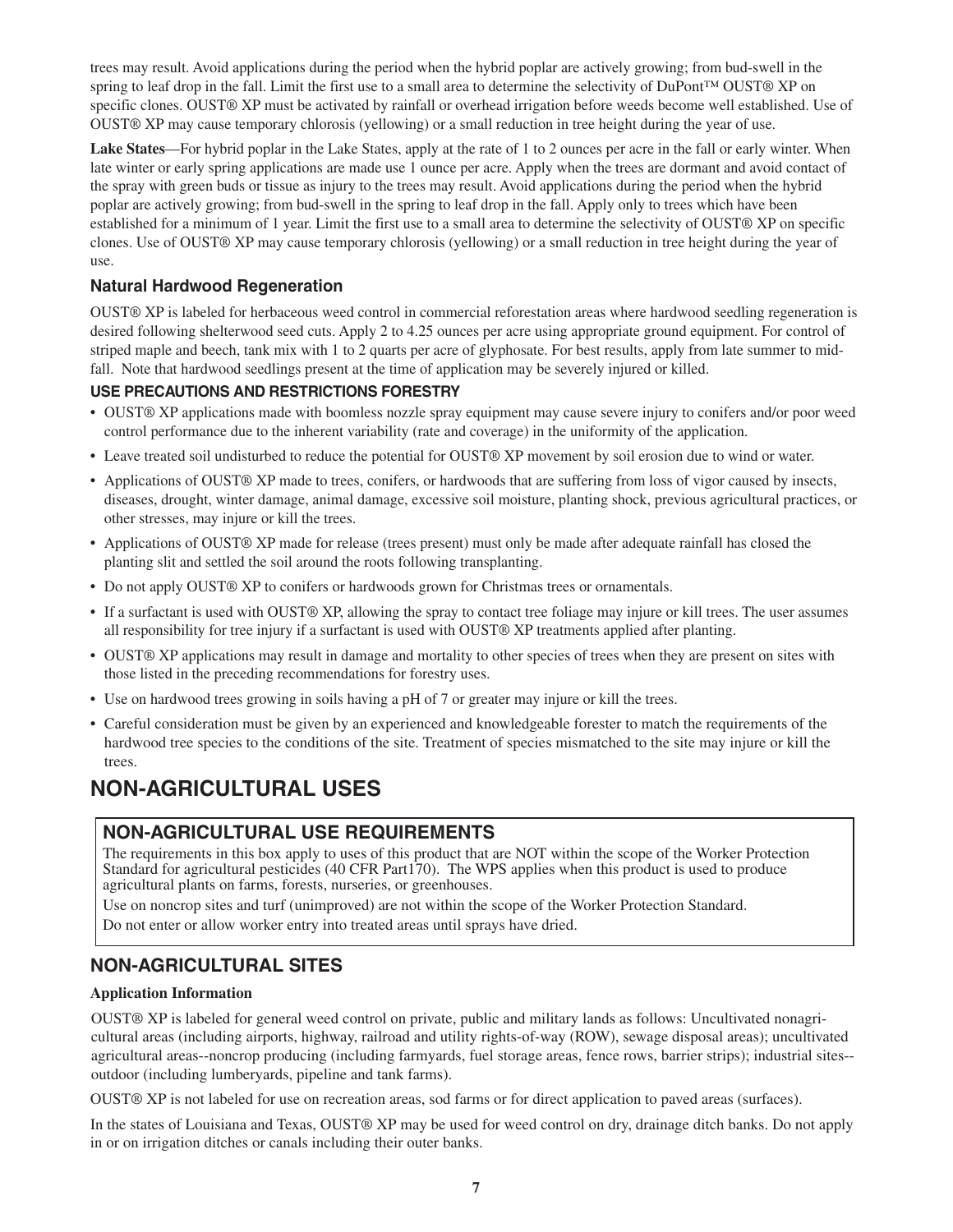trees may result. Avoid applications during the period when the hybrid poplar are actively growing; from bud-swell in the spring to leaf drop in the fall. Limit the first use to a small area to determine the selectivity of DuPont™ OUST® XP on specific clones. OUST® XP must be activated by rainfall or overhead irrigation before weeds become well established. Use of OUST® XP may cause temporary chlorosis (yellowing) or a small reduction in tree height during the year of use.

**Lake States**—For hybrid poplar in the Lake States, apply at the rate of 1 to 2 ounces per acre in the fall or early winter. When late winter or early spring applications are made use 1 ounce per acre. Apply when the trees are dormant and avoid contact of the spray with green buds or tissue as injury to the trees may result. Avoid applications during the period when the hybrid poplar are actively growing; from bud-swell in the spring to leaf drop in the fall. Apply only to trees which have been established for a minimum of 1 year. Limit the first use to a small area to determine the selectivity of OUST® XP on specific clones. Use of OUST® XP may cause temporary chlorosis (yellowing) or a small reduction in tree height during the year of use.

### Natural Hardwood Regeneration

OUST® XP is labeled for herbaceous weed control in commercial reforestation areas where hardwood seedling regeneration is desired following shelterwood seed cuts. Apply 2 to 4.25 ounces per acre using appropriate ground equipment. For control of striped maple and beech, tank mix with 1 to 2 quarts per acre of glyphosate. For best results, apply from late summer to mid-fall. Note that hardwood seedlings present at the time of application may be severely injured or killed.

#### USE PRECAUTIONS AND RESTRICTIONS FORESTRY

- OUST® XP applications made with boomless nozzle spray equipment may cause severe injury to conifers and/or poor weed control performance due to the inherent variability (rate and coverage) in the uniformity of the application.
- Leave treated soil undisturbed to reduce the potential for OUST® XP movement by soil erosion due to wind or water.
- Applications of OUST® XP made to trees, conifers, or hardwoods that are suffering from loss of vigor caused by insects, diseases, drought, winter damage, animal damage, excessive soil moisture, planting shock, previous agricultural practices, or other stresses, may injure or kill the trees.
- Applications of OUST® XP made for release (trees present) must only be made after adequate rainfall has closed the planting slit and settled the soil around the roots following transplanting.
- Do not apply OUST® XP to conifers or hardwoods grown for Christmas trees or ornamentals.
- If a surfactant is used with OUST® XP, allowing the spray to contact tree foliage may injure or kill trees. The user assumes all responsibility for tree injury if a surfactant is used with OUST® XP treatments applied after planting.
- OUST® XP applications may result in damage and mortality to other species of trees when they are present on sites with those listed in the preceding recommendations for forestry uses.
- Use on hardwood trees growing in soils having a pH of 7 or greater may injure or kill the trees.
- Careful consideration must be given by an experienced and knowledgeable forester to match the requirements of the hardwood tree species to the conditions of the site. Treatment of species mismatched to the site may injure or kill the trees.

# NON-AGRICULTURAL USES

## NON-AGRICULTURAL USE REQUIREMENTS

The requirements in this box apply to uses of this product that are NOT within the scope of the Worker Protection Standard for agricultural pesticides (40 CFR Part170). The WPS applies when this product is used to produce agricultural plants on farms, forests, nurseries, or greenhouses.

Use on noncrop sites and turf (unimproved) are not within the scope of the Worker Protection Standard.

Do not enter or allow worker entry into treated areas until sprays have dried.

## NON-AGRICULTURAL SITES

**Application Information**

OUST® XP is labeled for general weed control on private, public and military lands as follows: Uncultivated nonagricultural areas (including airports, highway, railroad and utility rights-of-way (ROW), sewage disposal areas); uncultivated agricultural areas--noncrop producing (including farmyards, fuel storage areas, fence rows, barrier strips); industrial sites--outdoor (including lumberyards, pipeline and tank farms).

OUST® XP is not labeled for use on recreation areas, sod farms or for direct application to paved areas (surfaces).

In the states of Louisiana and Texas, OUST® XP may be used for weed control on dry, drainage ditch banks. Do not apply in or on irrigation ditches or canals including their outer banks.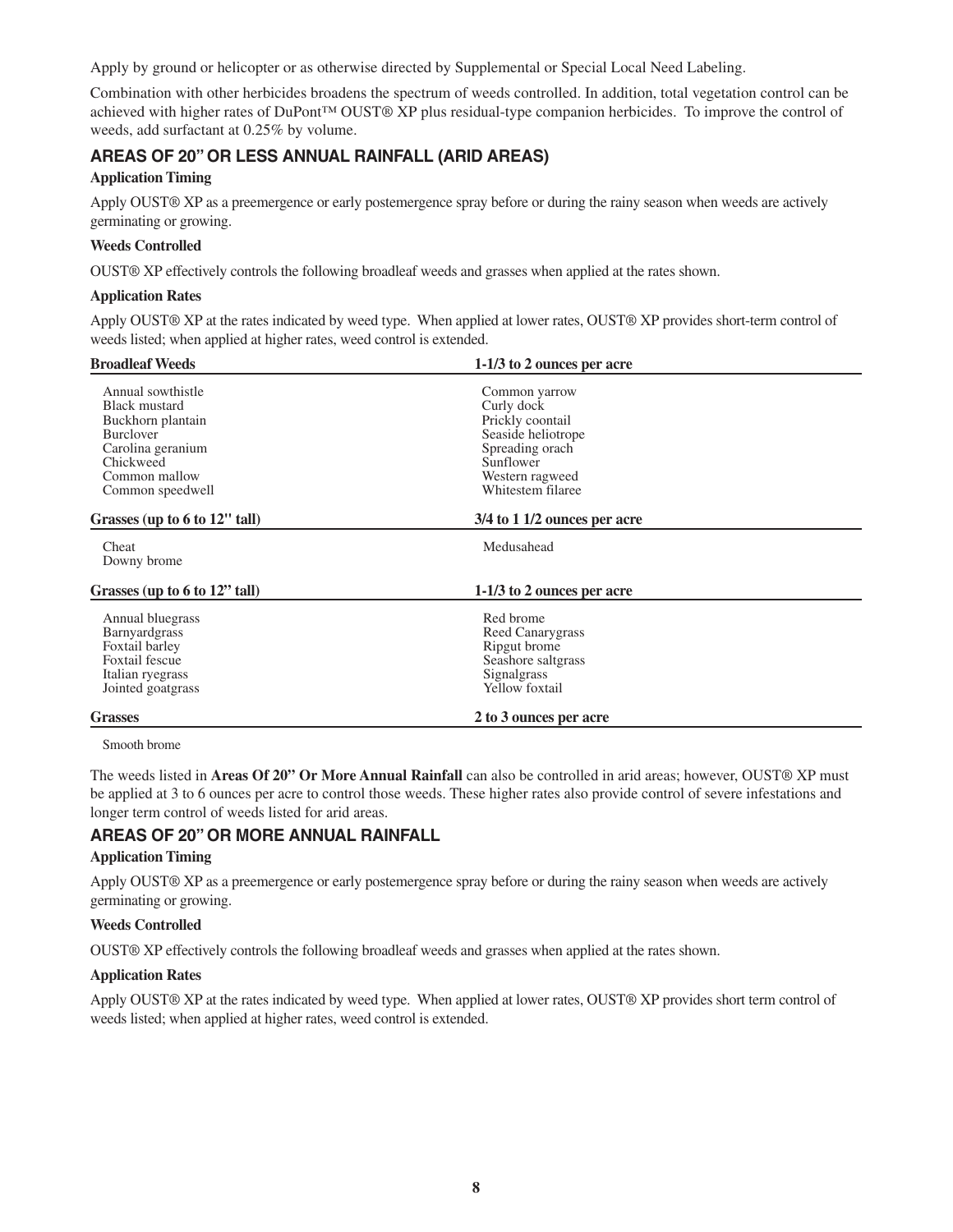Apply by ground or helicopter or as otherwise directed by Supplemental or Special Local Need Labeling.

Combination with other herbicides broadens the spectrum of weeds controlled. In addition, total vegetation control can be achieved with higher rates of DuPont™ OUST® XP plus residual-type companion herbicides. To improve the control of weeds, add surfactant at 0.25% by volume.

## AREAS OF 20" OR LESS ANNUAL RAINFALL (ARID AREAS)

**Application Timing**

Apply OUST® XP as a preemergence or early postemergence spray before or during the rainy season when weeds are actively germinating or growing.

**Weeds Controlled**

OUST® XP effectively controls the following broadleaf weeds and grasses when applied at the rates shown.

**Application Rates**

Apply OUST® XP at the rates indicated by weed type. When applied at lower rates, OUST® XP provides short-term control of weeds listed; when applied at higher rates, weed control is extended.

| **Broadleaf Weeds** | **1-1/3 to 2 ounces per acre** |
|---|---|
| Annual sowthistle | Common yarrow |
| Black mustard | Curly dock |
| Buckhorn plantain | Prickly coontail |
| Burclover | Seaside heliotrope |
| Carolina geranium | Spreading orach |
| Chickweed | Sunflower |
| Common mallow | Western ragweed |
| Common speedwell | Whitestem filaree |

| **Grasses (up to 6 to 12" tall)** | **3/4 to 1 1/2 ounces per acre** |
|---|---|
| Cheat | Medusahead |
| Downy brome | |

| **Grasses (up to 6 to 12" tall)** | **1-1/3 to 2 ounces per acre** |
|---|---|
| Annual bluegrass | Red brome |
| Barnyardgrass | Reed Canarygrass |
| Foxtail barley | Ripgut brome |
| Foxtail fescue | Seashore saltgrass |
| Italian ryegrass | Signalgrass |
| Jointed goatgrass | Yellow foxtail |

| **Grasses** | **2 to 3 ounces per acre** |
|---|---|
| Smooth brome | |

The weeds listed in **Areas Of 20" Or More Annual Rainfall** can also be controlled in arid areas; however, OUST® XP must be applied at 3 to 6 ounces per acre to control those weeds. These higher rates also provide control of severe infestations and longer term control of weeds listed for arid areas.

## AREAS OF 20" OR MORE ANNUAL RAINFALL

**Application Timing**

Apply OUST® XP as a preemergence or early postemergence spray before or during the rainy season when weeds are actively germinating or growing.

**Weeds Controlled**

OUST® XP effectively controls the following broadleaf weeds and grasses when applied at the rates shown.

**Application Rates**

Apply OUST® XP at the rates indicated by weed type. When applied at lower rates, OUST® XP provides short term control of weeds listed; when applied at higher rates, weed control is extended.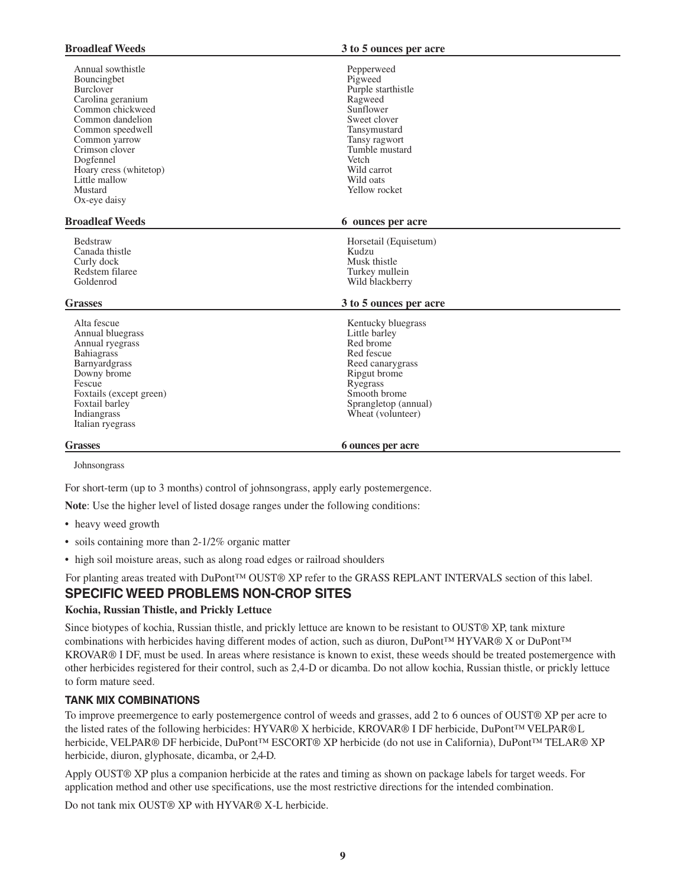| Broadleaf Weeds | 3 to 5 ounces per acre |
|---|---|
| Annual sowthistle | Pepperweed |
| Bouncingbet | Pigweed |
| Burclover | Purple starthistle |
| Carolina geranium | Ragweed |
| Common chickweed | Sunflower |
| Common dandelion | Sweet clover |
| Common speedwell | Tansymustard |
| Common yarrow | Tansy ragwort |
| Crimson clover | Tumble mustard |
| Dogfennel | Vetch |
| Hoary cress (whitetop) | Wild carrot |
| Little mallow | Wild oats |
| Mustard | Yellow rocket |
| Ox-eye daisy | |

| Broadleaf Weeds | 6 ounces per acre |
|---|---|
| Bedstraw | Horsetail (Equisetum) |
| Canada thistle | Kudzu |
| Curly dock | Musk thistle |
| Redstem filaree | Turkey mullein |
| Goldenrod | Wild blackberry |

| Grasses | 3 to 5 ounces per acre |
|---|---|
| Alta fescue | Kentucky bluegrass |
| Annual bluegrass | Little barley |
| Annual ryegrass | Red brome |
| Bahiagrass | Red fescue |
| Barnyardgrass | Reed canarygrass |
| Downy brome | Ripgut brome |
| Fescue | Ryegrass |
| Foxtails (except green) | Smooth brome |
| Foxtail barley | Sprangletop (annual) |
| Indiangrass | Wheat (volunteer) |
| Italian ryegrass | |

| Grasses | 6 ounces per acre |
|---|---|
| Johnsongrass | |

For short-term (up to 3 months) control of johnsongrass, apply early postemergence.

**Note**: Use the higher level of listed dosage ranges under the following conditions:

- heavy weed growth
- soils containing more than 2-1/2% organic matter
- high soil moisture areas, such as along road edges or railroad shoulders

For planting areas treated with DuPont™ OUST® XP refer to the GRASS REPLANT INTERVALS section of this label.

## SPECIFIC WEED PROBLEMS NON-CROP SITES

**Kochia, Russian Thistle, and Prickly Lettuce**

Since biotypes of kochia, Russian thistle, and prickly lettuce are known to be resistant to OUST® XP, tank mixture combinations with herbicides having different modes of action, such as diuron, DuPont™ HYVAR® X or DuPont™ KROVAR® I DF, must be used. In areas where resistance is known to exist, these weeds should be treated postemergence with other herbicides registered for their control, such as 2,4-D or dicamba. Do not allow kochia, Russian thistle, or prickly lettuce to form mature seed.

### TANK MIX COMBINATIONS

To improve preemergence to early postemergence control of weeds and grasses, add 2 to 6 ounces of OUST® XP per acre to the listed rates of the following herbicides: HYVAR® X herbicide, KROVAR® I DF herbicide, DuPont™ VELPAR® L herbicide, VELPAR® DF herbicide, DuPont™ ESCORT® XP herbicide (do not use in California), DuPont™ TELAR® XP herbicide, diuron, glyphosate, dicamba, or 2,4-D.

Apply OUST® XP plus a companion herbicide at the rates and timing as shown on package labels for target weeds. For application method and other use specifications, use the most restrictive directions for the intended combination.

Do not tank mix OUST® XP with HYVAR® X-L herbicide.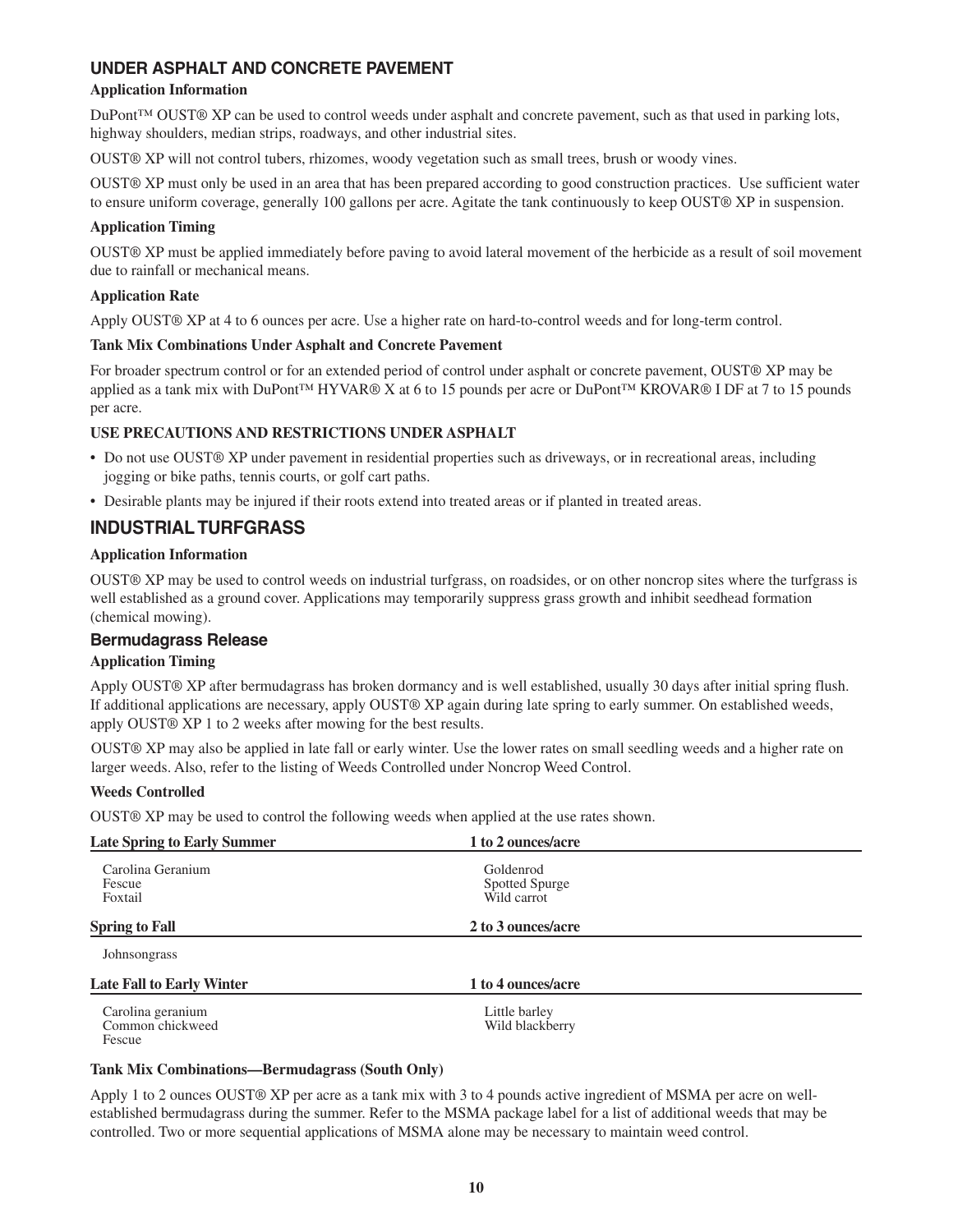## UNDER ASPHALT AND CONCRETE PAVEMENT

**Application Information**

DuPont™ OUST® XP can be used to control weeds under asphalt and concrete pavement, such as that used in parking lots, highway shoulders, median strips, roadways, and other industrial sites.

OUST® XP will not control tubers, rhizomes, woody vegetation such as small trees, brush or woody vines.

OUST® XP must only be used in an area that has been prepared according to good construction practices. Use sufficient water to ensure uniform coverage, generally 100 gallons per acre. Agitate the tank continuously to keep OUST® XP in suspension.

**Application Timing**

OUST® XP must be applied immediately before paving to avoid lateral movement of the herbicide as a result of soil movement due to rainfall or mechanical means.

**Application Rate**

Apply OUST® XP at 4 to 6 ounces per acre. Use a higher rate on hard-to-control weeds and for long-term control.

**Tank Mix Combinations Under Asphalt and Concrete Pavement**

For broader spectrum control or for an extended period of control under asphalt or concrete pavement, OUST® XP may be applied as a tank mix with DuPont™ HYVAR® X at 6 to 15 pounds per acre or DuPont™ KROVAR® I DF at 7 to 15 pounds per acre.

**USE PRECAUTIONS AND RESTRICTIONS UNDER ASPHALT**

- Do not use OUST® XP under pavement in residential properties such as driveways, or in recreational areas, including jogging or bike paths, tennis courts, or golf cart paths.
- Desirable plants may be injured if their roots extend into treated areas or if planted in treated areas.

## INDUSTRIAL TURFGRASS

**Application Information**

OUST® XP may be used to control weeds on industrial turfgrass, on roadsides, or on other noncrop sites where the turfgrass is well established as a ground cover. Applications may temporarily suppress grass growth and inhibit seedhead formation (chemical mowing).

### Bermudagrass Release

**Application Timing**

Apply OUST® XP after bermudagrass has broken dormancy and is well established, usually 30 days after initial spring flush. If additional applications are necessary, apply OUST® XP again during late spring to early summer. On established weeds, apply OUST® XP 1 to 2 weeks after mowing for the best results.

OUST® XP may also be applied in late fall or early winter. Use the lower rates on small seedling weeds and a higher rate on larger weeds. Also, refer to the listing of Weeds Controlled under Noncrop Weed Control.

**Weeds Controlled**

OUST® XP may be used to control the following weeds when applied at the use rates shown.

| **Late Spring to Early Summer** | **1 to 2 ounces/acre** |
|---|---|
| Carolina Geranium | Goldenrod |
| Fescue | Spotted Spurge |
| Foxtail | Wild carrot |
| **Spring to Fall** | **2 to 3 ounces/acre** |
| Johnsongrass | |
| **Late Fall to Early Winter** | **1 to 4 ounces/acre** |
| Carolina geranium | Little barley |
| Common chickweed | Wild blackberry |
| Fescue | |

**Tank Mix Combinations—Bermudagrass (South Only)**

Apply 1 to 2 ounces OUST® XP per acre as a tank mix with 3 to 4 pounds active ingredient of MSMA per acre on well-established bermudagrass during the summer. Refer to the MSMA package label for a list of additional weeds that may be controlled. Two or more sequential applications of MSMA alone may be necessary to maintain weed control.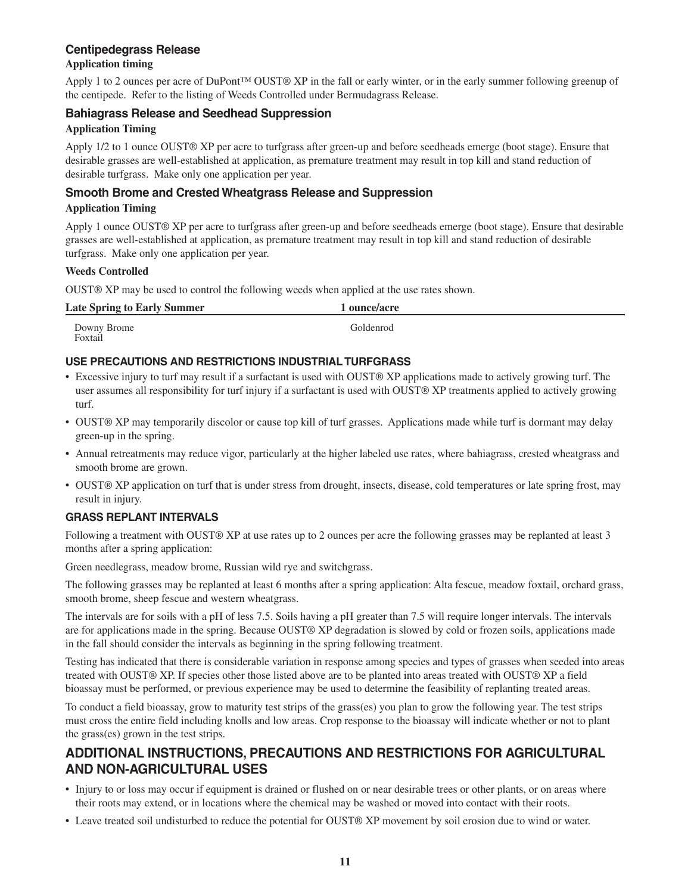### Centipedegrass Release

**Application timing**

Apply 1 to 2 ounces per acre of DuPont™ OUST® XP in the fall or early winter, or in the early summer following greenup of the centipede. Refer to the listing of Weeds Controlled under Bermudagrass Release.

### Bahiagrass Release and Seedhead Suppression

**Application Timing**

Apply 1/2 to 1 ounce OUST® XP per acre to turfgrass after green-up and before seedheads emerge (boot stage). Ensure that desirable grasses are well-established at application, as premature treatment may result in top kill and stand reduction of desirable turfgrass. Make only one application per year.

### Smooth Brome and Crested Wheatgrass Release and Suppression

**Application Timing**

Apply 1 ounce OUST® XP per acre to turfgrass after green-up and before seedheads emerge (boot stage). Ensure that desirable grasses are well-established at application, as premature treatment may result in top kill and stand reduction of desirable turfgrass. Make only one application per year.

**Weeds Controlled**

OUST® XP may be used to control the following weeds when applied at the use rates shown.

| Late Spring to Early Summer | 1 ounce/acre |
|---|---|
| Downy Brome | Goldenrod |
| Foxtail | |

### USE PRECAUTIONS AND RESTRICTIONS INDUSTRIAL TURFGRASS

- Excessive injury to turf may result if a surfactant is used with OUST® XP applications made to actively growing turf. The user assumes all responsibility for turf injury if a surfactant is used with OUST® XP treatments applied to actively growing turf.
- OUST® XP may temporarily discolor or cause top kill of turf grasses. Applications made while turf is dormant may delay green-up in the spring.
- Annual retreatments may reduce vigor, particularly at the higher labeled use rates, where bahiagrass, crested wheatgrass and smooth brome are grown.
- OUST® XP application on turf that is under stress from drought, insects, disease, cold temperatures or late spring frost, may result in injury.

### GRASS REPLANT INTERVALS

Following a treatment with OUST® XP at use rates up to 2 ounces per acre the following grasses may be replanted at least 3 months after a spring application:

Green needlegrass, meadow brome, Russian wild rye and switchgrass.

The following grasses may be replanted at least 6 months after a spring application: Alta fescue, meadow foxtail, orchard grass, smooth brome, sheep fescue and western wheatgrass.

The intervals are for soils with a pH of less 7.5. Soils having a pH greater than 7.5 will require longer intervals. The intervals are for applications made in the spring. Because OUST® XP degradation is slowed by cold or frozen soils, applications made in the fall should consider the intervals as beginning in the spring following treatment.

Testing has indicated that there is considerable variation in response among species and types of grasses when seeded into areas treated with OUST® XP. If species other those listed above are to be planted into areas treated with OUST® XP a field bioassay must be performed, or previous experience may be used to determine the feasibility of replanting treated areas.

To conduct a field bioassay, grow to maturity test strips of the grass(es) you plan to grow the following year. The test strips must cross the entire field including knolls and low areas. Crop response to the bioassay will indicate whether or not to plant the grass(es) grown in the test strips.

## ADDITIONAL INSTRUCTIONS, PRECAUTIONS AND RESTRICTIONS FOR AGRICULTURAL AND NON-AGRICULTURAL USES

- Injury to or loss may occur if equipment is drained or flushed on or near desirable trees or other plants, or on areas where their roots may extend, or in locations where the chemical may be washed or moved into contact with their roots.
- Leave treated soil undisturbed to reduce the potential for OUST® XP movement by soil erosion due to wind or water.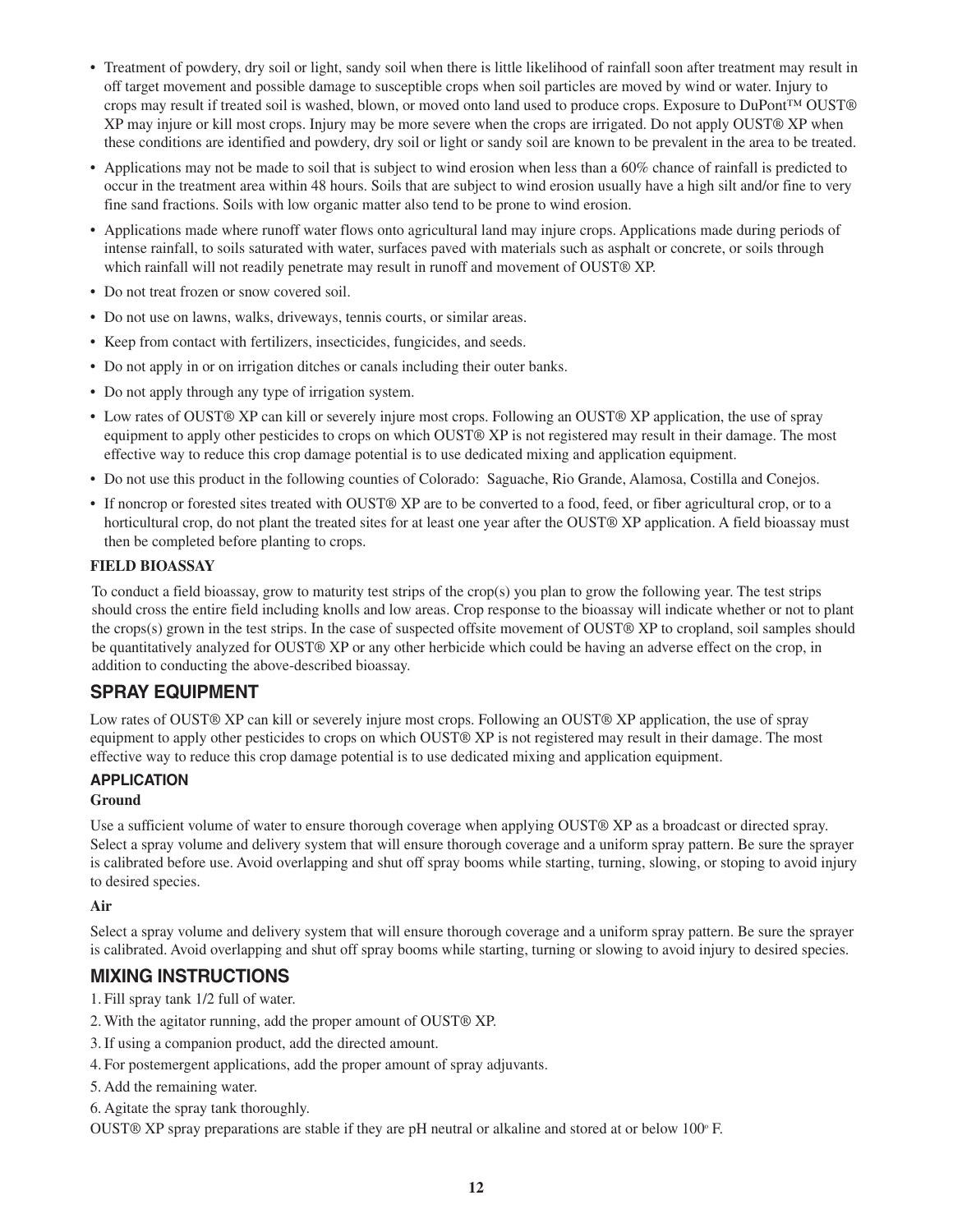- Treatment of powdery, dry soil or light, sandy soil when there is little likelihood of rainfall soon after treatment may result in off target movement and possible damage to susceptible crops when soil particles are moved by wind or water. Injury to crops may result if treated soil is washed, blown, or moved onto land used to produce crops. Exposure to DuPont™ OUST® XP may injure or kill most crops. Injury may be more severe when the crops are irrigated. Do not apply OUST® XP when these conditions are identified and powdery, dry soil or light or sandy soil are known to be prevalent in the area to be treated.
- Applications may not be made to soil that is subject to wind erosion when less than a 60% chance of rainfall is predicted to occur in the treatment area within 48 hours. Soils that are subject to wind erosion usually have a high silt and/or fine to very fine sand fractions. Soils with low organic matter also tend to be prone to wind erosion.
- Applications made where runoff water flows onto agricultural land may injure crops. Applications made during periods of intense rainfall, to soils saturated with water, surfaces paved with materials such as asphalt or concrete, or soils through which rainfall will not readily penetrate may result in runoff and movement of OUST® XP.
- Do not treat frozen or snow covered soil.
- Do not use on lawns, walks, driveways, tennis courts, or similar areas.
- Keep from contact with fertilizers, insecticides, fungicides, and seeds.
- Do not apply in or on irrigation ditches or canals including their outer banks.
- Do not apply through any type of irrigation system.
- Low rates of OUST® XP can kill or severely injure most crops. Following an OUST® XP application, the use of spray equipment to apply other pesticides to crops on which OUST® XP is not registered may result in their damage. The most effective way to reduce this crop damage potential is to use dedicated mixing and application equipment.
- Do not use this product in the following counties of Colorado: Saguache, Rio Grande, Alamosa, Costilla and Conejos.
- If noncrop or forested sites treated with OUST® XP are to be converted to a food, feed, or fiber agricultural crop, or to a horticultural crop, do not plant the treated sites for at least one year after the OUST® XP application. A field bioassay must then be completed before planting to crops.

**FIELD BIOASSAY**

To conduct a field bioassay, grow to maturity test strips of the crop(s) you plan to grow the following year. The test strips should cross the entire field including knolls and low areas. Crop response to the bioassay will indicate whether or not to plant the crops(s) grown in the test strips. In the case of suspected offsite movement of OUST® XP to cropland, soil samples should be quantitatively analyzed for OUST® XP or any other herbicide which could be having an adverse effect on the crop, in addition to conducting the above-described bioassay.

## SPRAY EQUIPMENT

Low rates of OUST® XP can kill or severely injure most crops. Following an OUST® XP application, the use of spray equipment to apply other pesticides to crops on which OUST® XP is not registered may result in their damage. The most effective way to reduce this crop damage potential is to use dedicated mixing and application equipment.

### APPLICATION

**Ground**

Use a sufficient volume of water to ensure thorough coverage when applying OUST® XP as a broadcast or directed spray. Select a spray volume and delivery system that will ensure thorough coverage and a uniform spray pattern. Be sure the sprayer is calibrated before use. Avoid overlapping and shut off spray booms while starting, turning, slowing, or stoping to avoid injury to desired species.

**Air**

Select a spray volume and delivery system that will ensure thorough coverage and a uniform spray pattern. Be sure the sprayer is calibrated. Avoid overlapping and shut off spray booms while starting, turning or slowing to avoid injury to desired species.

## MIXING INSTRUCTIONS

1. Fill spray tank 1/2 full of water.
2. With the agitator running, add the proper amount of OUST® XP.
3. If using a companion product, add the directed amount.
4. For postemergent applications, add the proper amount of spray adjuvants.
5. Add the remaining water.
6. Agitate the spray tank thoroughly.

OUST® XP spray preparations are stable if they are pH neutral or alkaline and stored at or below 100° F.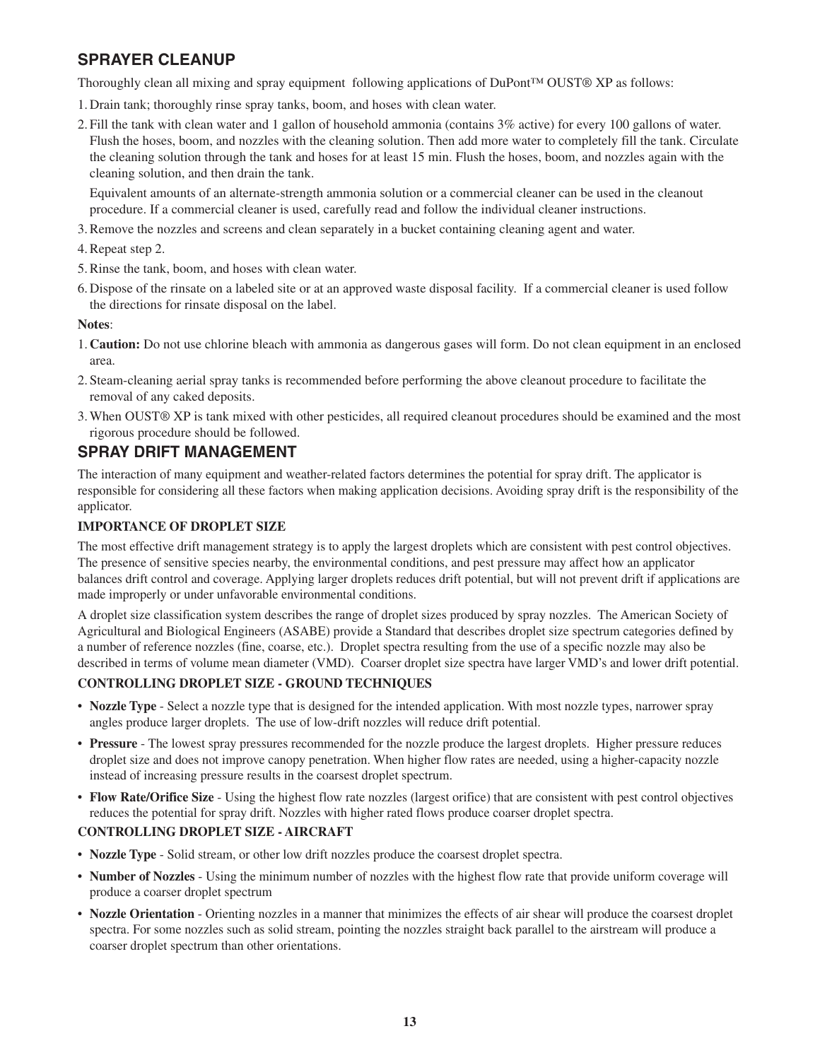## SPRAYER CLEANUP

Thoroughly clean all mixing and spray equipment following applications of DuPont™ OUST® XP as follows:

1. Drain tank; thoroughly rinse spray tanks, boom, and hoses with clean water.
2. Fill the tank with clean water and 1 gallon of household ammonia (contains 3% active) for every 100 gallons of water. Flush the hoses, boom, and nozzles with the cleaning solution. Then add more water to completely fill the tank. Circulate the cleaning solution through the tank and hoses for at least 15 min. Flush the hoses, boom, and nozzles again with the cleaning solution, and then drain the tank.

   Equivalent amounts of an alternate-strength ammonia solution or a commercial cleaner can be used in the cleanout procedure. If a commercial cleaner is used, carefully read and follow the individual cleaner instructions.
3. Remove the nozzles and screens and clean separately in a bucket containing cleaning agent and water.
4. Repeat step 2.
5. Rinse the tank, boom, and hoses with clean water.
6. Dispose of the rinsate on a labeled site or at an approved waste disposal facility. If a commercial cleaner is used follow the directions for rinsate disposal on the label.

**Notes**:

1. **Caution:** Do not use chlorine bleach with ammonia as dangerous gases will form. Do not clean equipment in an enclosed area.
2. Steam-cleaning aerial spray tanks is recommended before performing the above cleanout procedure to facilitate the removal of any caked deposits.
3. When OUST® XP is tank mixed with other pesticides, all required cleanout procedures should be examined and the most rigorous procedure should be followed.

## SPRAY DRIFT MANAGEMENT

The interaction of many equipment and weather-related factors determines the potential for spray drift. The applicator is responsible for considering all these factors when making application decisions. Avoiding spray drift is the responsibility of the applicator.

### IMPORTANCE OF DROPLET SIZE

The most effective drift management strategy is to apply the largest droplets which are consistent with pest control objectives. The presence of sensitive species nearby, the environmental conditions, and pest pressure may affect how an applicator balances drift control and coverage. Applying larger droplets reduces drift potential, but will not prevent drift if applications are made improperly or under unfavorable environmental conditions.

A droplet size classification system describes the range of droplet sizes produced by spray nozzles. The American Society of Agricultural and Biological Engineers (ASABE) provide a Standard that describes droplet size spectrum categories defined by a number of reference nozzles (fine, coarse, etc.). Droplet spectra resulting from the use of a specific nozzle may also be described in terms of volume mean diameter (VMD). Coarser droplet size spectra have larger VMD's and lower drift potential.

### CONTROLLING DROPLET SIZE - GROUND TECHNIQUES

- **Nozzle Type** - Select a nozzle type that is designed for the intended application. With most nozzle types, narrower spray angles produce larger droplets. The use of low-drift nozzles will reduce drift potential.
- **Pressure** - The lowest spray pressures recommended for the nozzle produce the largest droplets. Higher pressure reduces droplet size and does not improve canopy penetration. When higher flow rates are needed, using a higher-capacity nozzle instead of increasing pressure results in the coarsest droplet spectrum.
- **Flow Rate/Orifice Size** - Using the highest flow rate nozzles (largest orifice) that are consistent with pest control objectives reduces the potential for spray drift. Nozzles with higher rated flows produce coarser droplet spectra.

### CONTROLLING DROPLET SIZE - AIRCRAFT

- **Nozzle Type** - Solid stream, or other low drift nozzles produce the coarsest droplet spectra.
- **Number of Nozzles** - Using the minimum number of nozzles with the highest flow rate that provide uniform coverage will produce a coarser droplet spectrum
- **Nozzle Orientation** - Orienting nozzles in a manner that minimizes the effects of air shear will produce the coarsest droplet spectra. For some nozzles such as solid stream, pointing the nozzles straight back parallel to the airstream will produce a coarser droplet spectrum than other orientations.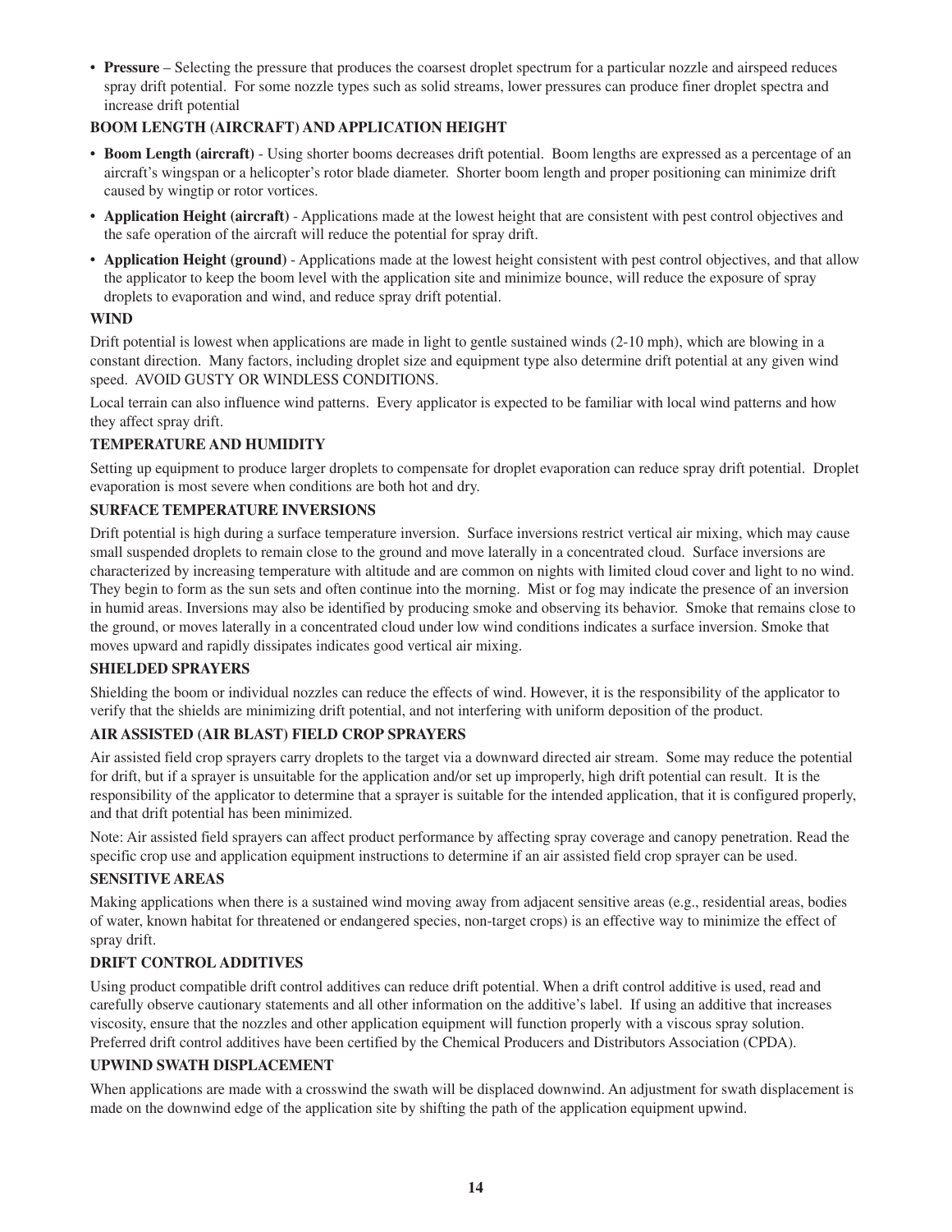- **Pressure** – Selecting the pressure that produces the coarsest droplet spectrum for a particular nozzle and airspeed reduces spray drift potential. For some nozzle types such as solid streams, lower pressures can produce finer droplet spectra and increase drift potential

**BOOM LENGTH (AIRCRAFT) AND APPLICATION HEIGHT**

- **Boom Length (aircraft)** - Using shorter booms decreases drift potential. Boom lengths are expressed as a percentage of an aircraft's wingspan or a helicopter's rotor blade diameter. Shorter boom length and proper positioning can minimize drift caused by wingtip or rotor vortices.
- **Application Height (aircraft)** - Applications made at the lowest height that are consistent with pest control objectives and the safe operation of the aircraft will reduce the potential for spray drift.
- **Application Height (ground)** - Applications made at the lowest height consistent with pest control objectives, and that allow the applicator to keep the boom level with the application site and minimize bounce, will reduce the exposure of spray droplets to evaporation and wind, and reduce spray drift potential.

**WIND**

Drift potential is lowest when applications are made in light to gentle sustained winds (2-10 mph), which are blowing in a constant direction. Many factors, including droplet size and equipment type also determine drift potential at any given wind speed. AVOID GUSTY OR WINDLESS CONDITIONS.

Local terrain can also influence wind patterns. Every applicator is expected to be familiar with local wind patterns and how they affect spray drift.

**TEMPERATURE AND HUMIDITY**

Setting up equipment to produce larger droplets to compensate for droplet evaporation can reduce spray drift potential. Droplet evaporation is most severe when conditions are both hot and dry.

**SURFACE TEMPERATURE INVERSIONS**

Drift potential is high during a surface temperature inversion. Surface inversions restrict vertical air mixing, which may cause small suspended droplets to remain close to the ground and move laterally in a concentrated cloud. Surface inversions are characterized by increasing temperature with altitude and are common on nights with limited cloud cover and light to no wind. They begin to form as the sun sets and often continue into the morning. Mist or fog may indicate the presence of an inversion in humid areas. Inversions may also be identified by producing smoke and observing its behavior. Smoke that remains close to the ground, or moves laterally in a concentrated cloud under low wind conditions indicates a surface inversion. Smoke that moves upward and rapidly dissipates indicates good vertical air mixing.

**SHIELDED SPRAYERS**

Shielding the boom or individual nozzles can reduce the effects of wind. However, it is the responsibility of the applicator to verify that the shields are minimizing drift potential, and not interfering with uniform deposition of the product.

**AIR ASSISTED (AIR BLAST) FIELD CROP SPRAYERS**

Air assisted field crop sprayers carry droplets to the target via a downward directed air stream. Some may reduce the potential for drift, but if a sprayer is unsuitable for the application and/or set up improperly, high drift potential can result. It is the responsibility of the applicator to determine that a sprayer is suitable for the intended application, that it is configured properly, and that drift potential has been minimized.

Note: Air assisted field sprayers can affect product performance by affecting spray coverage and canopy penetration. Read the specific crop use and application equipment instructions to determine if an air assisted field crop sprayer can be used.

**SENSITIVE AREAS**

Making applications when there is a sustained wind moving away from adjacent sensitive areas (e.g., residential areas, bodies of water, known habitat for threatened or endangered species, non-target crops) is an effective way to minimize the effect of spray drift.

**DRIFT CONTROL ADDITIVES**

Using product compatible drift control additives can reduce drift potential. When a drift control additive is used, read and carefully observe cautionary statements and all other information on the additive's label. If using an additive that increases viscosity, ensure that the nozzles and other application equipment will function properly with a viscous spray solution. Preferred drift control additives have been certified by the Chemical Producers and Distributors Association (CPDA).

**UPWIND SWATH DISPLACEMENT**

When applications are made with a crosswind the swath will be displaced downwind. An adjustment for swath displacement is made on the downwind edge of the application site by shifting the path of the application equipment upwind.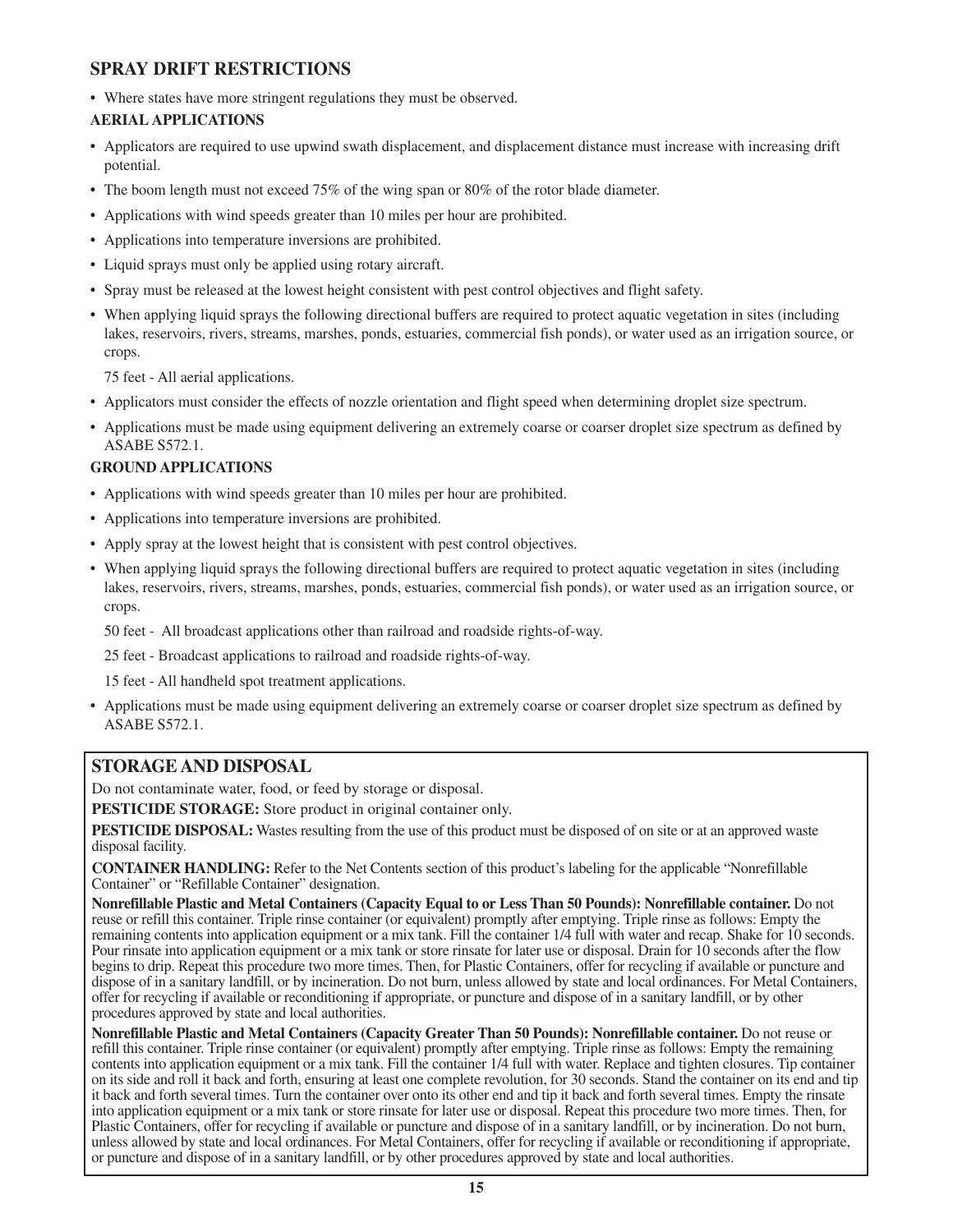## SPRAY DRIFT RESTRICTIONS

- Where states have more stringent regulations they must be observed.

### AERIAL APPLICATIONS

- Applicators are required to use upwind swath displacement, and displacement distance must increase with increasing drift potential.
- The boom length must not exceed 75% of the wing span or 80% of the rotor blade diameter.
- Applications with wind speeds greater than 10 miles per hour are prohibited.
- Applications into temperature inversions are prohibited.
- Liquid sprays must only be applied using rotary aircraft.
- Spray must be released at the lowest height consistent with pest control objectives and flight safety.
- When applying liquid sprays the following directional buffers are required to protect aquatic vegetation in sites (including lakes, reservoirs, rivers, streams, marshes, ponds, estuaries, commercial fish ponds), or water used as an irrigation source, or crops.

  75 feet - All aerial applications.

- Applicators must consider the effects of nozzle orientation and flight speed when determining droplet size spectrum.
- Applications must be made using equipment delivering an extremely coarse or coarser droplet size spectrum as defined by ASABE S572.1.

### GROUND APPLICATIONS

- Applications with wind speeds greater than 10 miles per hour are prohibited.
- Applications into temperature inversions are prohibited.
- Apply spray at the lowest height that is consistent with pest control objectives.
- When applying liquid sprays the following directional buffers are required to protect aquatic vegetation in sites (including lakes, reservoirs, rivers, streams, marshes, ponds, estuaries, commercial fish ponds), or water used as an irrigation source, or crops.

  50 feet - All broadcast applications other than railroad and roadside rights-of-way.

  25 feet - Broadcast applications to railroad and roadside rights-of-way.

  15 feet - All handheld spot treatment applications.

- Applications must be made using equipment delivering an extremely coarse or coarser droplet size spectrum as defined by ASABE S572.1.

## STORAGE AND DISPOSAL

Do not contaminate water, food, or feed by storage or disposal.

**PESTICIDE STORAGE:** Store product in original container only.

**PESTICIDE DISPOSAL:** Wastes resulting from the use of this product must be disposed of on site or at an approved waste disposal facility.

**CONTAINER HANDLING:** Refer to the Net Contents section of this product's labeling for the applicable "Nonrefillable Container" or "Refillable Container" designation.

**Nonrefillable Plastic and Metal Containers (Capacity Equal to or Less Than 50 Pounds): Nonrefillable container.** Do not reuse or refill this container. Triple rinse container (or equivalent) promptly after emptying. Triple rinse as follows: Empty the remaining contents into application equipment or a mix tank. Fill the container 1/4 full with water and recap. Shake for 10 seconds. Pour rinsate into application equipment or a mix tank or store rinsate for later use or disposal. Drain for 10 seconds after the flow begins to drip. Repeat this procedure two more times. Then, for Plastic Containers, offer for recycling if available or puncture and dispose of in a sanitary landfill, or by incineration. Do not burn, unless allowed by state and local ordinances. For Metal Containers, offer for recycling if available or reconditioning if appropriate, or puncture and dispose of in a sanitary landfill, or by other procedures approved by state and local authorities.

**Nonrefillable Plastic and Metal Containers (Capacity Greater Than 50 Pounds): Nonrefillable container.** Do not reuse or refill this container. Triple rinse container (or equivalent) promptly after emptying. Triple rinse as follows: Empty the remaining contents into application equipment or a mix tank. Fill the container 1/4 full with water. Replace and tighten closures. Tip container on its side and roll it back and forth, ensuring at least one complete revolution, for 30 seconds. Stand the container on its end and tip it back and forth several times. Turn the container over onto its other end and tip it back and forth several times. Empty the rinsate into application equipment or a mix tank or store rinsate for later use or disposal. Repeat this procedure two more times. Then, for Plastic Containers, offer for recycling if available or puncture and dispose of in a sanitary landfill, or by incineration. Do not burn, unless allowed by state and local ordinances. For Metal Containers, offer for recycling if available or reconditioning if appropriate, or puncture and dispose of in a sanitary landfill, or by other procedures approved by state and local authorities.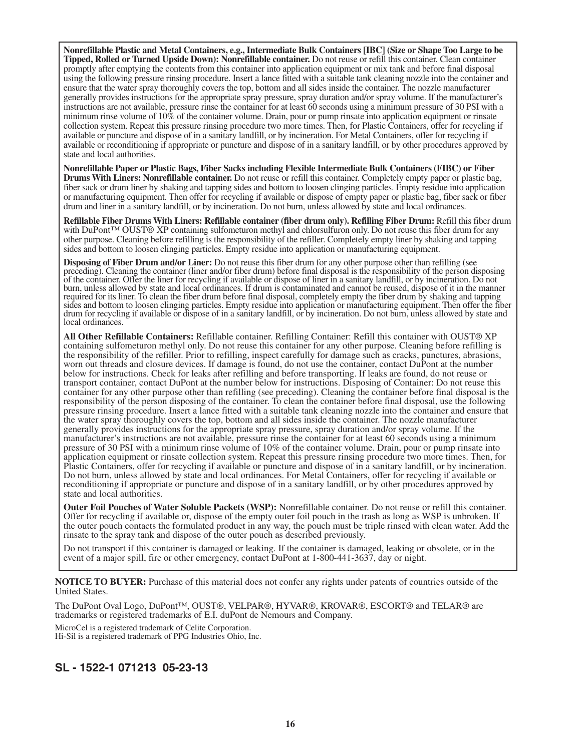**Nonrefillable Plastic and Metal Containers, e.g., Intermediate Bulk Containers [IBC] (Size or Shape Too Large to be Tipped, Rolled or Turned Upside Down): Nonrefillable container.** Do not reuse or refill this container. Clean container promptly after emptying the contents from this container into application equipment or mix tank and before final disposal using the following pressure rinsing procedure. Insert a lance fitted with a suitable tank cleaning nozzle into the container and ensure that the water spray thoroughly covers the top, bottom and all sides inside the container. The nozzle manufacturer generally provides instructions for the appropriate spray pressure, spray duration and/or spray volume. If the manufacturer's instructions are not available, pressure rinse the container for at least 60 seconds using a minimum pressure of 30 PSI with a minimum rinse volume of 10% of the container volume. Drain, pour or pump rinsate into application equipment or rinsate collection system. Repeat this pressure rinsing procedure two more times. Then, for Plastic Containers, offer for recycling if available or puncture and dispose of in a sanitary landfill, or by incineration. For Metal Containers, offer for recycling if available or reconditioning if appropriate or puncture and dispose of in a sanitary landfill, or by other procedures approved by state and local authorities.

**Nonrefillable Paper or Plastic Bags, Fiber Sacks including Flexible Intermediate Bulk Containers (FIBC) or Fiber Drums With Liners: Nonrefillable container.** Do not reuse or refill this container. Completely empty paper or plastic bag, fiber sack or drum liner by shaking and tapping sides and bottom to loosen clinging particles. Empty residue into application or manufacturing equipment. Then offer for recycling if available or dispose of empty paper or plastic bag, fiber sack or fiber drum and liner in a sanitary landfill, or by incineration. Do not burn, unless allowed by state and local ordinances.

**Refillable Fiber Drums With Liners: Refillable container (fiber drum only). Refilling Fiber Drum:** Refill this fiber drum with DuPont™ OUST® XP containing sulfometuron methyl and chlorsulfuron only. Do not reuse this fiber drum for any other purpose. Cleaning before refilling is the responsibility of the refiller. Completely empty liner by shaking and tapping sides and bottom to loosen clinging particles. Empty residue into application or manufacturing equipment.

**Disposing of Fiber Drum and/or Liner:** Do not reuse this fiber drum for any other purpose other than refilling (see preceding). Cleaning the container (liner and/or fiber drum) before final disposal is the responsibility of the person disposing of the container. Offer the liner for recycling if available or dispose of liner in a sanitary landfill, or by incineration. Do not burn, unless allowed by state and local ordinances. If drum is contaminated and cannot be reused, dispose of it in the manner required for its liner. To clean the fiber drum before final disposal, completely empty the fiber drum by shaking and tapping sides and bottom to loosen clinging particles. Empty residue into application or manufacturing equipment. Then offer the fiber drum for recycling if available or dispose of in a sanitary landfill, or by incineration. Do not burn, unless allowed by state and local ordinances.

**All Other Refillable Containers:** Refillable container. Refilling Container: Refill this container with OUST® XP containing sulfometuron methyl only. Do not reuse this container for any other purpose. Cleaning before refilling is the responsibility of the refiller. Prior to refilling, inspect carefully for damage such as cracks, punctures, abrasions, worn out threads and closure devices. If damage is found, do not use the container, contact DuPont at the number below for instructions. Check for leaks after refilling and before transporting. If leaks are found, do not reuse or transport container, contact DuPont at the number below for instructions. Disposing of Container: Do not reuse this container for any other purpose other than refilling (see preceding). Cleaning the container before final disposal is the responsibility of the person disposing of the container. To clean the container before final disposal, use the following pressure rinsing procedure. Insert a lance fitted with a suitable tank cleaning nozzle into the container and ensure that the water spray thoroughly covers the top, bottom and all sides inside the container. The nozzle manufacturer generally provides instructions for the appropriate spray pressure, spray duration and/or spray volume. If the manufacturer's instructions are not available, pressure rinse the container for at least 60 seconds using a minimum pressure of 30 PSI with a minimum rinse volume of 10% of the container volume. Drain, pour or pump rinsate into application equipment or rinsate collection system. Repeat this pressure rinsing procedure two more times. Then, for Plastic Containers, offer for recycling if available or puncture and dispose of in a sanitary landfill, or by incineration. Do not burn, unless allowed by state and local ordinances. For Metal Containers, offer for recycling if available or reconditioning if appropriate or puncture and dispose of in a sanitary landfill, or by other procedures approved by state and local authorities.

**Outer Foil Pouches of Water Soluble Packets (WSP):** Nonrefillable container. Do not reuse or refill this container. Offer for recycling if available or, dispose of the empty outer foil pouch in the trash as long as WSP is unbroken. If the outer pouch contacts the formulated product in any way, the pouch must be triple rinsed with clean water. Add the rinsate to the spray tank and dispose of the outer pouch as described previously.

Do not transport if this container is damaged or leaking. If the container is damaged, leaking or obsolete, or in the event of a major spill, fire or other emergency, contact DuPont at 1-800-441-3637, day or night.

**NOTICE TO BUYER:** Purchase of this material does not confer any rights under patents of countries outside of the United States.

The DuPont Oval Logo, DuPont™, OUST®, VELPAR®, HYVAR®, KROVAR®, ESCORT® and TELAR® are trademarks or registered trademarks of E.I. duPont de Nemours and Company.

MicroCel is a registered trademark of Celite Corporation.
Hi-Sil is a registered trademark of PPG Industries Ohio, Inc.

**SL - 1522-1 071213 05-23-13**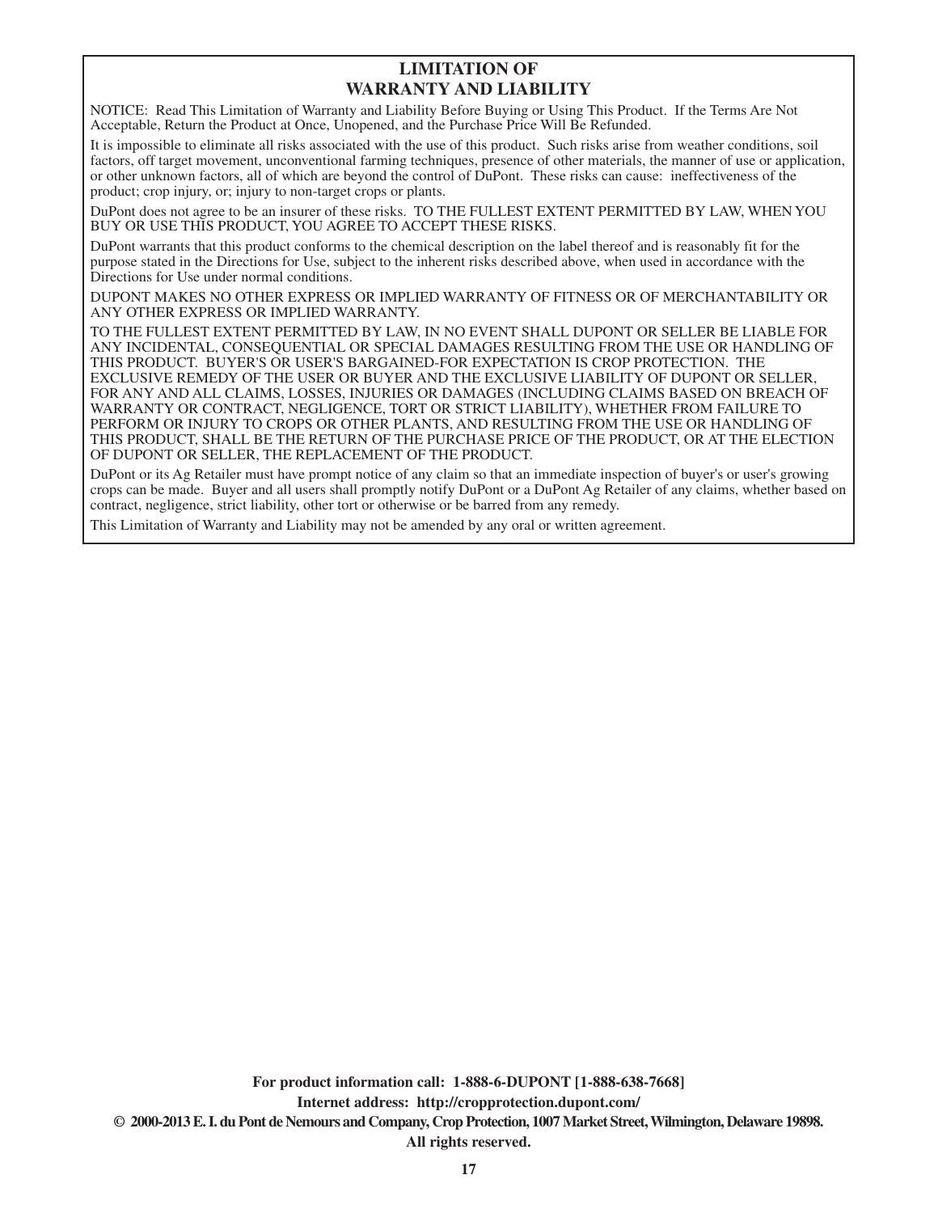## LIMITATION OF WARRANTY AND LIABILITY

NOTICE: Read This Limitation of Warranty and Liability Before Buying or Using This Product. If the Terms Are Not Acceptable, Return the Product at Once, Unopened, and the Purchase Price Will Be Refunded.

It is impossible to eliminate all risks associated with the use of this product. Such risks arise from weather conditions, soil factors, off target movement, unconventional farming techniques, presence of other materials, the manner of use or application, or other unknown factors, all of which are beyond the control of DuPont. These risks can cause: ineffectiveness of the product; crop injury, or; injury to non-target crops or plants.

DuPont does not agree to be an insurer of these risks. TO THE FULLEST EXTENT PERMITTED BY LAW, WHEN YOU BUY OR USE THIS PRODUCT, YOU AGREE TO ACCEPT THESE RISKS.

DuPont warrants that this product conforms to the chemical description on the label thereof and is reasonably fit for the purpose stated in the Directions for Use, subject to the inherent risks described above, when used in accordance with the Directions for Use under normal conditions.

DUPONT MAKES NO OTHER EXPRESS OR IMPLIED WARRANTY OF FITNESS OR OF MERCHANTABILITY OR ANY OTHER EXPRESS OR IMPLIED WARRANTY.

TO THE FULLEST EXTENT PERMITTED BY LAW, IN NO EVENT SHALL DUPONT OR SELLER BE LIABLE FOR ANY INCIDENTAL, CONSEQUENTIAL OR SPECIAL DAMAGES RESULTING FROM THE USE OR HANDLING OF THIS PRODUCT. BUYER'S OR USER'S BARGAINED-FOR EXPECTATION IS CROP PROTECTION. THE EXCLUSIVE REMEDY OF THE USER OR BUYER AND THE EXCLUSIVE LIABILITY OF DUPONT OR SELLER, FOR ANY AND ALL CLAIMS, LOSSES, INJURIES OR DAMAGES (INCLUDING CLAIMS BASED ON BREACH OF WARRANTY OR CONTRACT, NEGLIGENCE, TORT OR STRICT LIABILITY), WHETHER FROM FAILURE TO PERFORM OR INJURY TO CROPS OR OTHER PLANTS, AND RESULTING FROM THE USE OR HANDLING OF THIS PRODUCT, SHALL BE THE RETURN OF THE PURCHASE PRICE OF THE PRODUCT, OR AT THE ELECTION OF DUPONT OR SELLER, THE REPLACEMENT OF THE PRODUCT.

DuPont or its Ag Retailer must have prompt notice of any claim so that an immediate inspection of buyer's or user's growing crops can be made. Buyer and all users shall promptly notify DuPont or a DuPont Ag Retailer of any claims, whether based on contract, negligence, strict liability, other tort or otherwise or be barred from any remedy.

This Limitation of Warranty and Liability may not be amended by any oral or written agreement.

**For product information call: 1-888-6-DUPONT [1-888-638-7668]**

**Internet address: http://cropprotection.dupont.com/**

**© 2000-2013 E. I. du Pont de Nemours and Company, Crop Protection, 1007 Market Street, Wilmington, Delaware 19898.**

**All rights reserved.**